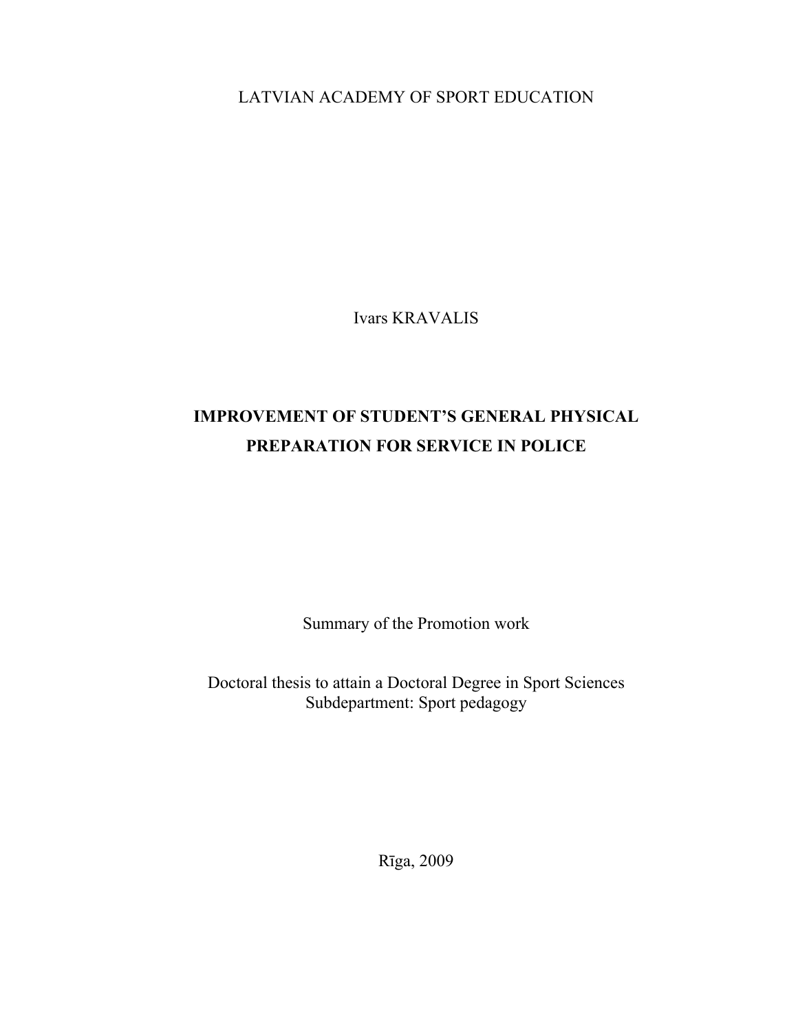LATVIAN ACADEMY OF SPORT EDUCATION

Ivars KRAVALIS

# IMPROVEMENT OF STUDENT'S GENERAL PHYSICAL PREPARATION FOR SERVICE IN POLICE

Summary of the Promotion work

Doctoral thesis to attain a Doctoral Degree in Sport Sciences
Subdepartment: Sport pedagogy

Rīga, 2009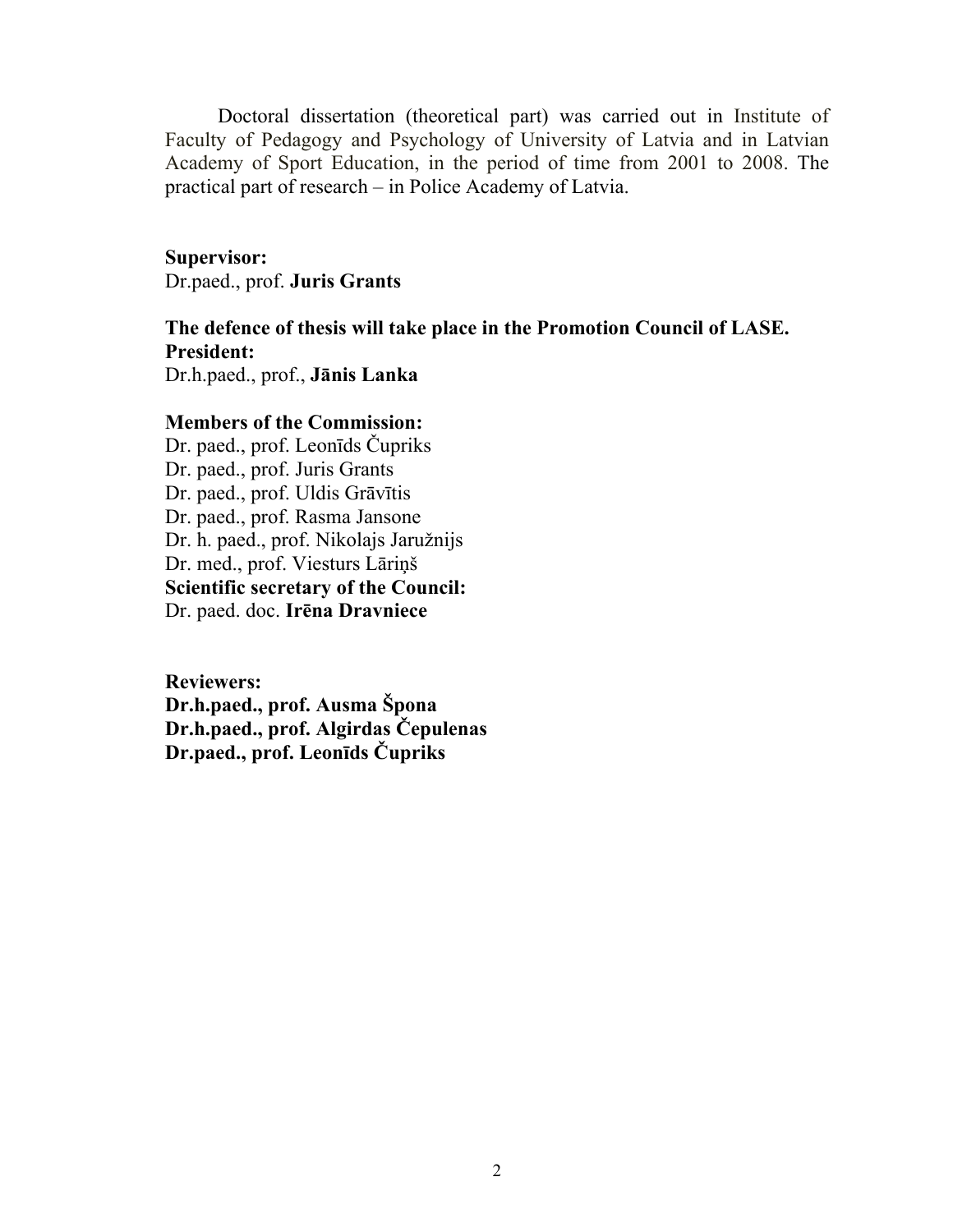Doctoral dissertation (theoretical part) was carried out in Institute of Faculty of Pedagogy and Psychology of University of Latvia and in Latvian Academy of Sport Education, in the period of time from 2001 to 2008. The practical part of research – in Police Academy of Latvia.

**Supervisor:**
Dr.paed., prof. **Juris Grants**

**The defence of thesis will take place in the Promotion Council of LASE.**
**President:**
Dr.h.paed., prof., **Jānis Lanka**

**Members of the Commission:**
Dr. paed., prof. Leonīds Čupriks
Dr. paed., prof. Juris Grants
Dr. paed., prof. Uldis Grāvītis
Dr. paed., prof. Rasma Jansone
Dr. h. paed., prof. Nikolajs Jaružnijs
Dr. med., prof. Viesturs Lāriņš
**Scientific secretary of the Council:**
Dr. paed. doc. **Irēna Dravniece**

**Reviewers:**
**Dr.h.paed., prof. Ausma Špona**
**Dr.h.paed., prof. Algirdas Čepulenas**
**Dr.paed., prof. Leonīds Čupriks**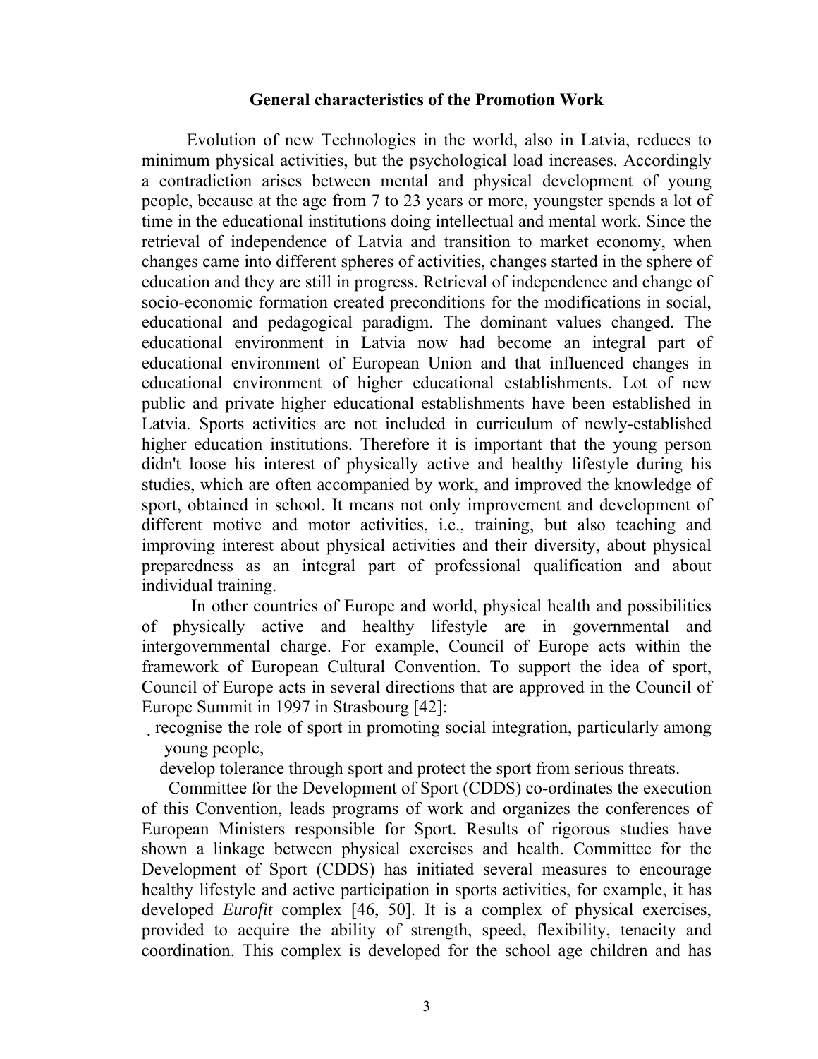## General characteristics of the Promotion Work

Evolution of new Technologies in the world, also in Latvia, reduces to minimum physical activities, but the psychological load increases. Accordingly a contradiction arises between mental and physical development of young people, because at the age from 7 to 23 years or more, youngster spends a lot of time in the educational institutions doing intellectual and mental work. Since the retrieval of independence of Latvia and transition to market economy, when changes came into different spheres of activities, changes started in the sphere of education and they are still in progress. Retrieval of independence and change of socio-economic formation created preconditions for the modifications in social, educational and pedagogical paradigm. The dominant values changed. The educational environment in Latvia now had become an integral part of educational environment of European Union and that influenced changes in educational environment of higher educational establishments. Lot of new public and private higher educational establishments have been established in Latvia. Sports activities are not included in curriculum of newly-established higher education institutions. Therefore it is important that the young person didn't loose his interest of physically active and healthy lifestyle during his studies, which are often accompanied by work, and improved the knowledge of sport, obtained in school. It means not only improvement and development of different motive and motor activities, i.e., training, but also teaching and improving interest about physical activities and their diversity, about physical preparedness as an integral part of professional qualification and about individual training.

In other countries of Europe and world, physical health and possibilities of physically active and healthy lifestyle are in governmental and intergovernmental charge. For example, Council of Europe acts within the framework of European Cultural Convention. To support the idea of sport, Council of Europe acts in several directions that are approved in the Council of Europe Summit in 1997 in Strasbourg [42]:

- recognise the role of sport in promoting social integration, particularly among young people,
- develop tolerance through sport and protect the sport from serious threats.

Committee for the Development of Sport (CDDS) co-ordinates the execution of this Convention, leads programs of work and organizes the conferences of European Ministers responsible for Sport. Results of rigorous studies have shown a linkage between physical exercises and health. Committee for the Development of Sport (CDDS) has initiated several measures to encourage healthy lifestyle and active participation in sports activities, for example, it has developed *Eurofit* complex [46, 50]. It is a complex of physical exercises, provided to acquire the ability of strength, speed, flexibility, tenacity and coordination. This complex is developed for the school age children and has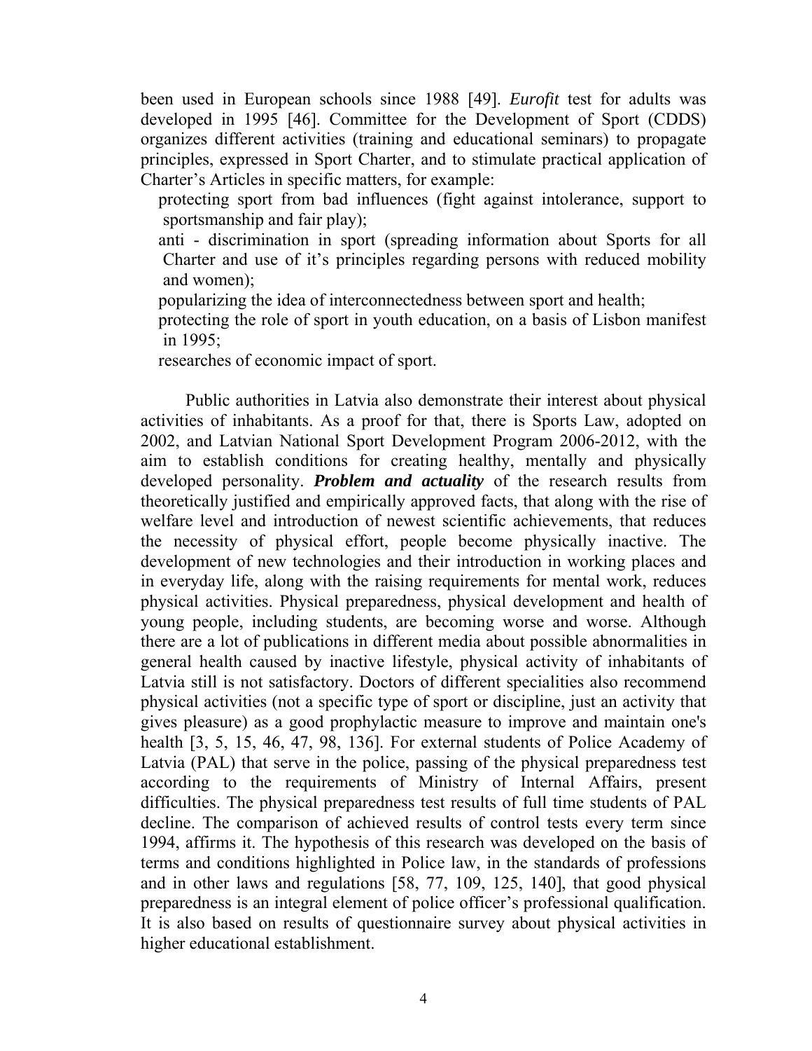been used in European schools since 1988 [49]. *Eurofit* test for adults was developed in 1995 [46]. Committee for the Development of Sport (CDDS) organizes different activities (training and educational seminars) to propagate principles, expressed in Sport Charter, and to stimulate practical application of Charter's Articles in specific matters, for example:

- protecting sport from bad influences (fight against intolerance, support to sportsmanship and fair play);
- anti - discrimination in sport (spreading information about Sports for all Charter and use of it's principles regarding persons with reduced mobility and women);
- popularizing the idea of interconnectedness between sport and health;
- protecting the role of sport in youth education, on a basis of Lisbon manifest in 1995;
- researches of economic impact of sport.

Public authorities in Latvia also demonstrate their interest about physical activities of inhabitants. As a proof for that, there is Sports Law, adopted on 2002, and Latvian National Sport Development Program 2006-2012, with the aim to establish conditions for creating healthy, mentally and physically developed personality. ***Problem and actuality*** of the research results from theoretically justified and empirically approved facts, that along with the rise of welfare level and introduction of newest scientific achievements, that reduces the necessity of physical effort, people become physically inactive. The development of new technologies and their introduction in working places and in everyday life, along with the raising requirements for mental work, reduces physical activities. Physical preparedness, physical development and health of young people, including students, are becoming worse and worse. Although there are a lot of publications in different media about possible abnormalities in general health caused by inactive lifestyle, physical activity of inhabitants of Latvia still is not satisfactory. Doctors of different specialities also recommend physical activities (not a specific type of sport or discipline, just an activity that gives pleasure) as a good prophylactic measure to improve and maintain one's health [3, 5, 15, 46, 47, 98, 136]. For external students of Police Academy of Latvia (PAL) that serve in the police, passing of the physical preparedness test according to the requirements of Ministry of Internal Affairs, present difficulties. The physical preparedness test results of full time students of PAL decline. The comparison of achieved results of control tests every term since 1994, affirms it. The hypothesis of this research was developed on the basis of terms and conditions highlighted in Police law, in the standards of professions and in other laws and regulations [58, 77, 109, 125, 140], that good physical preparedness is an integral element of police officer's professional qualification. It is also based on results of questionnaire survey about physical activities in higher educational establishment.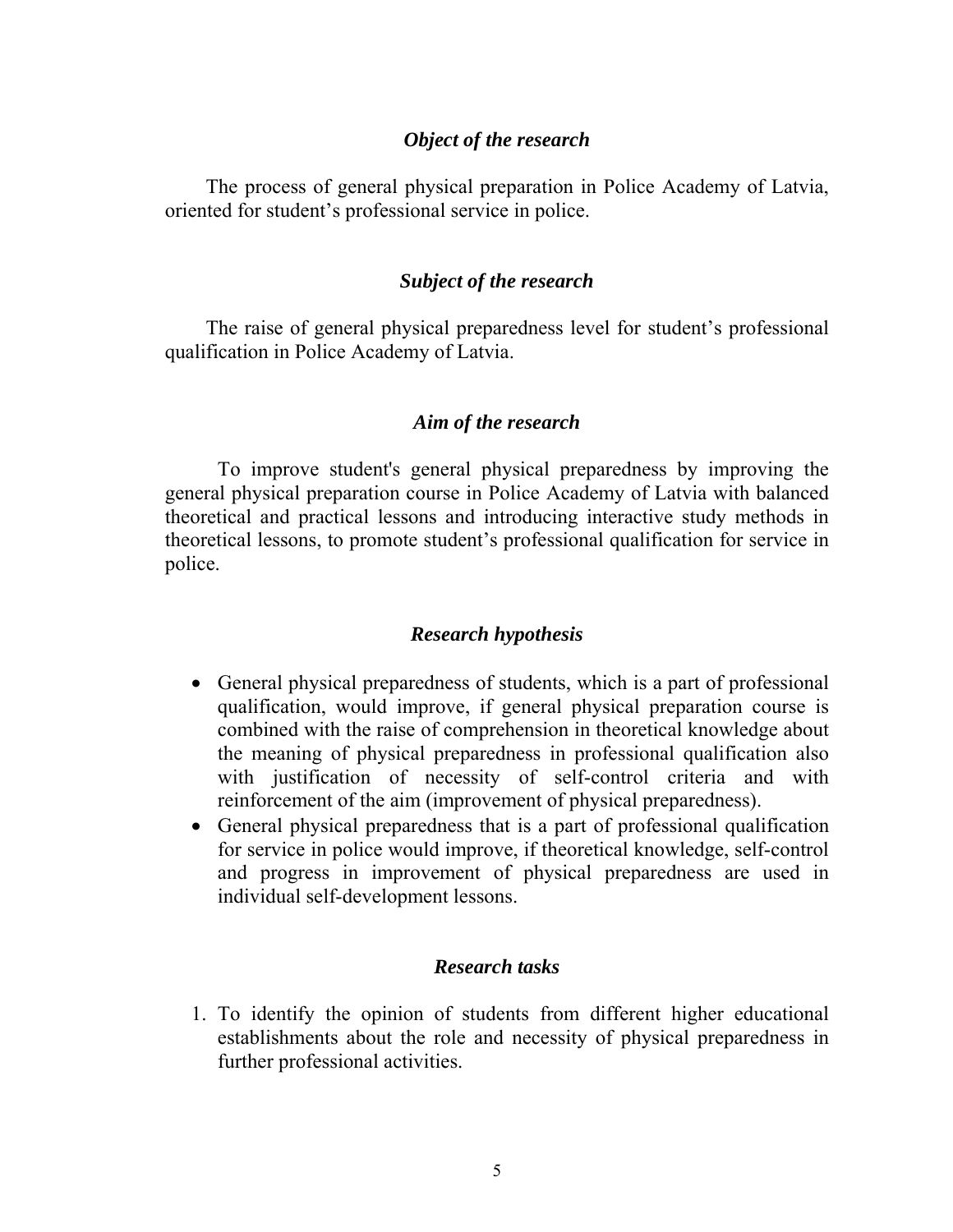### *Object of the research*

The process of general physical preparation in Police Academy of Latvia, oriented for student's professional service in police.

### *Subject of the research*

The raise of general physical preparedness level for student's professional qualification in Police Academy of Latvia.

### *Aim of the research*

To improve student's general physical preparedness by improving the general physical preparation course in Police Academy of Latvia with balanced theoretical and practical lessons and introducing interactive study methods in theoretical lessons, to promote student's professional qualification for service in police.

### *Research hypothesis*

- General physical preparedness of students, which is a part of professional qualification, would improve, if general physical preparation course is combined with the raise of comprehension in theoretical knowledge about the meaning of physical preparedness in professional qualification also with justification of necessity of self-control criteria and with reinforcement of the aim (improvement of physical preparedness).
- General physical preparedness that is a part of professional qualification for service in police would improve, if theoretical knowledge, self-control and progress in improvement of physical preparedness are used in individual self-development lessons.

### *Research tasks*

1. To identify the opinion of students from different higher educational establishments about the role and necessity of physical preparedness in further professional activities.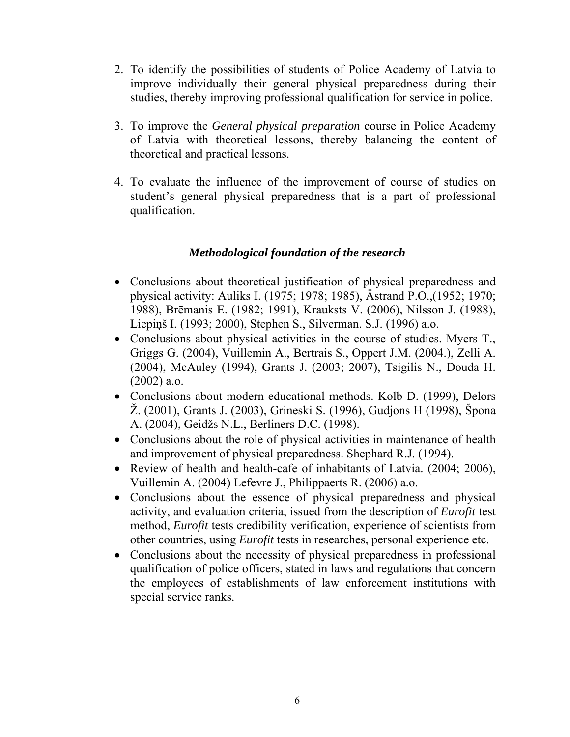2. To identify the possibilities of students of Police Academy of Latvia to improve individually their general physical preparedness during their studies, thereby improving professional qualification for service in police.

3. To improve the *General physical preparation* course in Police Academy of Latvia with theoretical lessons, thereby balancing the content of theoretical and practical lessons.

4. To evaluate the influence of the improvement of course of studies on student's general physical preparedness that is a part of professional qualification.

### ***Methodological foundation of the research***

- Conclusions about theoretical justification of physical preparedness and physical activity: Auliks I. (1975; 1978; 1985), Ästrand P.O.,(1952; 1970; 1988), Brēmanis E. (1982; 1991), Krauksts V. (2006), Nilsson J. (1988), Liepiņš I. (1993; 2000), Stephen S., Silverman. S.J. (1996) a.o.
- Conclusions about physical activities in the course of studies. Myers T., Griggs G. (2004), Vuillemin A., Bertrais S., Oppert J.M. (2004.), Zelli A. (2004), McAuley (1994), Grants J. (2003; 2007), Tsigilis N., Douda H. (2002) a.o.
- Conclusions about modern educational methods. Kolb D. (1999), Delors Ž. (2001), Grants J. (2003), Grineski S. (1996), Gudjons H (1998), Špona A. (2004), Geidžs N.L., Berliners D.C. (1998).
- Conclusions about the role of physical activities in maintenance of health and improvement of physical preparedness. Shephard R.J. (1994).
- Review of health and health-cafe of inhabitants of Latvia. (2004; 2006), Vuillemin A. (2004) Lefevre J., Philippaerts R. (2006) a.o.
- Conclusions about the essence of physical preparedness and physical activity, and evaluation criteria, issued from the description of *Eurofit* test method, *Eurofit* tests credibility verification, experience of scientists from other countries, using *Eurofit* tests in researches, personal experience etc.
- Conclusions about the necessity of physical preparedness in professional qualification of police officers, stated in laws and regulations that concern the employees of establishments of law enforcement institutions with special service ranks.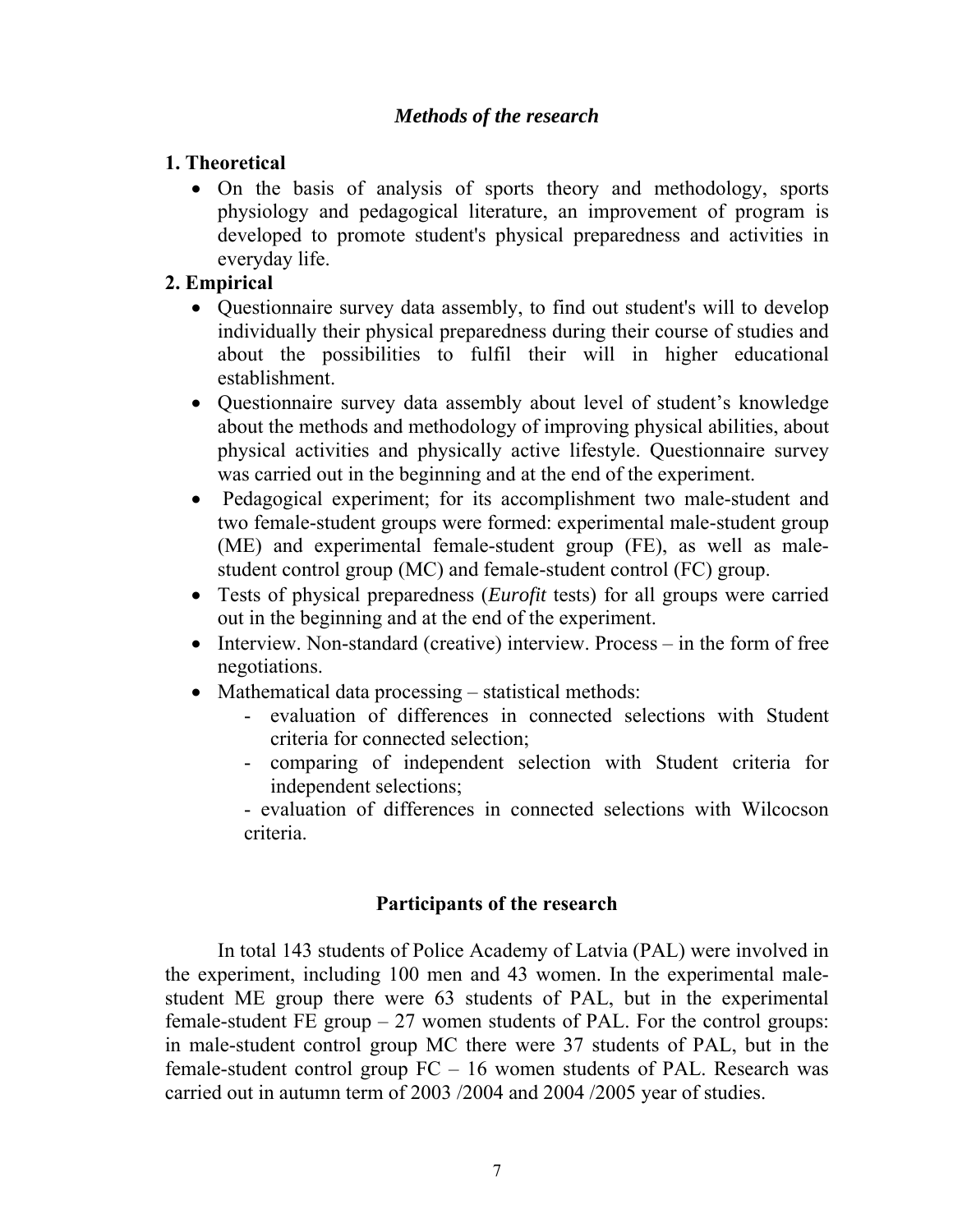## *Methods of the research*

### 1. Theoretical

- On the basis of analysis of sports theory and methodology, sports physiology and pedagogical literature, an improvement of program is developed to promote student's physical preparedness and activities in everyday life.

### 2. Empirical

- Questionnaire survey data assembly, to find out student's will to develop individually their physical preparedness during their course of studies and about the possibilities to fulfil their will in higher educational establishment.
- Questionnaire survey data assembly about level of student's knowledge about the methods and methodology of improving physical abilities, about physical activities and physically active lifestyle. Questionnaire survey was carried out in the beginning and at the end of the experiment.
- Pedagogical experiment; for its accomplishment two male-student and two female-student groups were formed: experimental male-student group (ME) and experimental female-student group (FE), as well as male-student control group (MC) and female-student control (FC) group.
- Tests of physical preparedness (*Eurofit* tests) for all groups were carried out in the beginning and at the end of the experiment.
- Interview. Non-standard (creative) interview. Process – in the form of free negotiations.
- Mathematical data processing – statistical methods:
  - evaluation of differences in connected selections with Student criteria for connected selection;
  - comparing of independent selection with Student criteria for independent selections;
  - evaluation of differences in connected selections with Wilcocson criteria.

## Participants of the research

In total 143 students of Police Academy of Latvia (PAL) were involved in the experiment, including 100 men and 43 women. In the experimental male-student ME group there were 63 students of PAL, but in the experimental female-student FE group – 27 women students of PAL. For the control groups: in male-student control group MC there were 37 students of PAL, but in the female-student control group FC – 16 women students of PAL. Research was carried out in autumn term of 2003 /2004 and 2004 /2005 year of studies.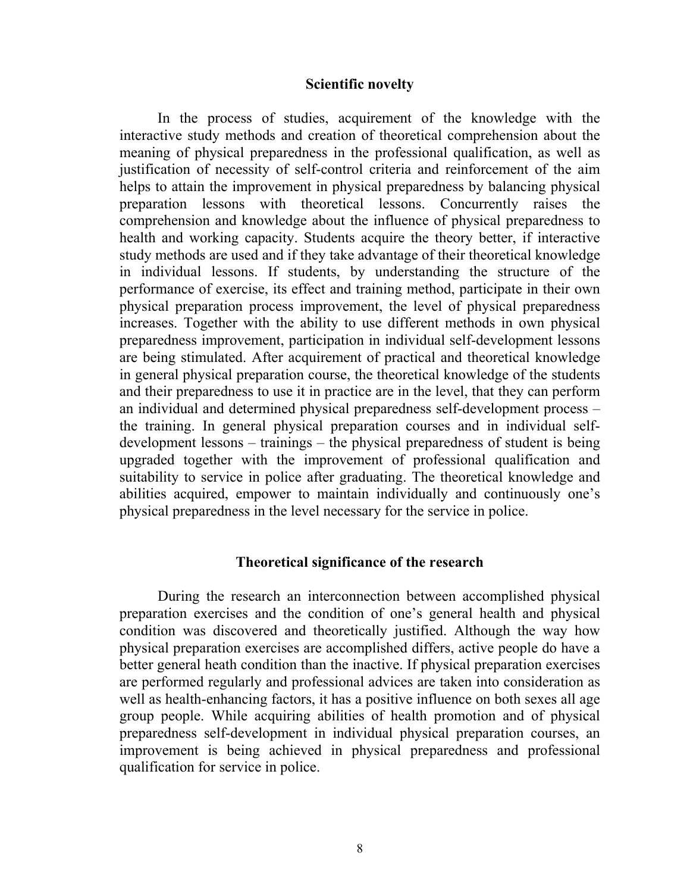## Scientific novelty

In the process of studies, acquirement of the knowledge with the interactive study methods and creation of theoretical comprehension about the meaning of physical preparedness in the professional qualification, as well as justification of necessity of self-control criteria and reinforcement of the aim helps to attain the improvement in physical preparedness by balancing physical preparation lessons with theoretical lessons. Concurrently raises the comprehension and knowledge about the influence of physical preparedness to health and working capacity. Students acquire the theory better, if interactive study methods are used and if they take advantage of their theoretical knowledge in individual lessons. If students, by understanding the structure of the performance of exercise, its effect and training method, participate in their own physical preparation process improvement, the level of physical preparedness increases. Together with the ability to use different methods in own physical preparedness improvement, participation in individual self-development lessons are being stimulated. After acquirement of practical and theoretical knowledge in general physical preparation course, the theoretical knowledge of the students and their preparedness to use it in practice are in the level, that they can perform an individual and determined physical preparedness self-development process – the training. In general physical preparation courses and in individual self-development lessons – trainings – the physical preparedness of student is being upgraded together with the improvement of professional qualification and suitability to service in police after graduating. The theoretical knowledge and abilities acquired, empower to maintain individually and continuously one's physical preparedness in the level necessary for the service in police.

## Theoretical significance of the research

During the research an interconnection between accomplished physical preparation exercises and the condition of one's general health and physical condition was discovered and theoretically justified. Although the way how physical preparation exercises are accomplished differs, active people do have a better general heath condition than the inactive. If physical preparation exercises are performed regularly and professional advices are taken into consideration as well as health-enhancing factors, it has a positive influence on both sexes all age group people. While acquiring abilities of health promotion and of physical preparedness self-development in individual physical preparation courses, an improvement is being achieved in physical preparedness and professional qualification for service in police.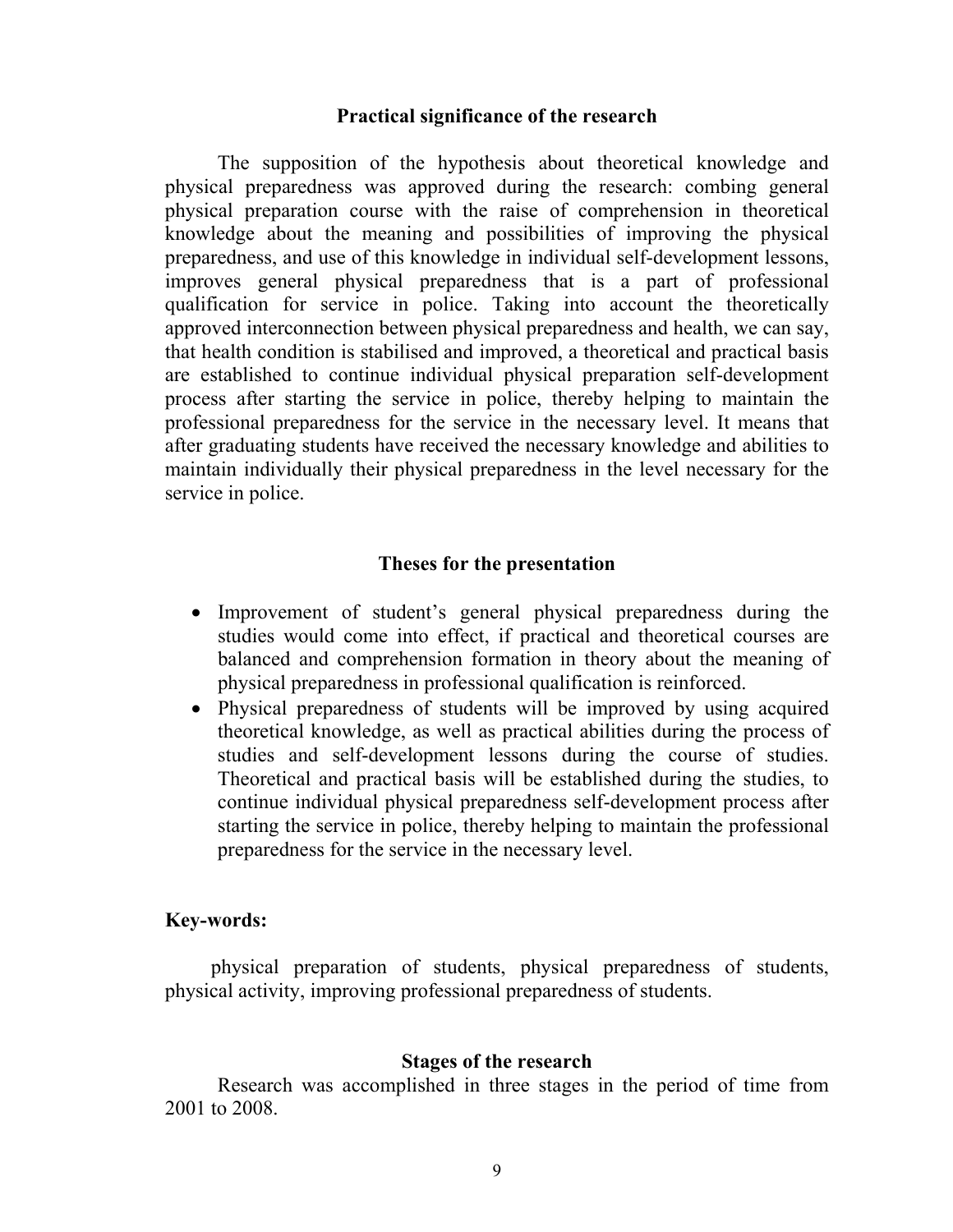## Practical significance of the research

The supposition of the hypothesis about theoretical knowledge and physical preparedness was approved during the research: combing general physical preparation course with the raise of comprehension in theoretical knowledge about the meaning and possibilities of improving the physical preparedness, and use of this knowledge in individual self-development lessons, improves general physical preparedness that is a part of professional qualification for service in police. Taking into account the theoretically approved interconnection between physical preparedness and health, we can say, that health condition is stabilised and improved, a theoretical and practical basis are established to continue individual physical preparation self-development process after starting the service in police, thereby helping to maintain the professional preparedness for the service in the necessary level. It means that after graduating students have received the necessary knowledge and abilities to maintain individually their physical preparedness in the level necessary for the service in police.

## Theses for the presentation

- Improvement of student's general physical preparedness during the studies would come into effect, if practical and theoretical courses are balanced and comprehension formation in theory about the meaning of physical preparedness in professional qualification is reinforced.
- Physical preparedness of students will be improved by using acquired theoretical knowledge, as well as practical abilities during the process of studies and self-development lessons during the course of studies. Theoretical and practical basis will be established during the studies, to continue individual physical preparedness self-development process after starting the service in police, thereby helping to maintain the professional preparedness for the service in the necessary level.

**Key-words:**

physical preparation of students, physical preparedness of students, physical activity, improving professional preparedness of students.

## Stages of the research

Research was accomplished in three stages in the period of time from 2001 to 2008.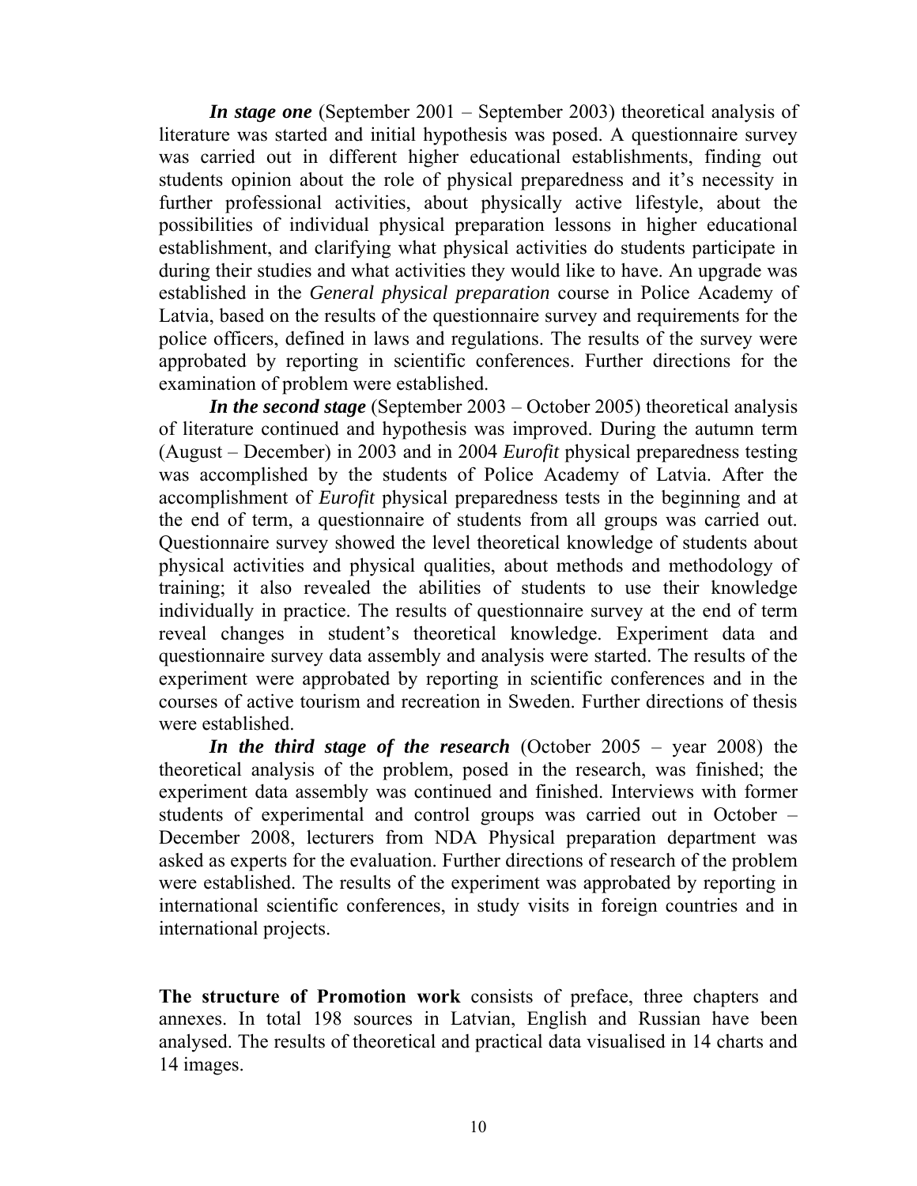***In stage one*** (September 2001 – September 2003) theoretical analysis of literature was started and initial hypothesis was posed. A questionnaire survey was carried out in different higher educational establishments, finding out students opinion about the role of physical preparedness and it's necessity in further professional activities, about physically active lifestyle, about the possibilities of individual physical preparation lessons in higher educational establishment, and clarifying what physical activities do students participate in during their studies and what activities they would like to have. An upgrade was established in the *General physical preparation* course in Police Academy of Latvia, based on the results of the questionnaire survey and requirements for the police officers, defined in laws and regulations. The results of the survey were approbated by reporting in scientific conferences. Further directions for the examination of problem were established.

***In the second stage*** (September 2003 – October 2005) theoretical analysis of literature continued and hypothesis was improved. During the autumn term (August – December) in 2003 and in 2004 *Eurofit* physical preparedness testing was accomplished by the students of Police Academy of Latvia. After the accomplishment of *Eurofit* physical preparedness tests in the beginning and at the end of term, a questionnaire of students from all groups was carried out. Questionnaire survey showed the level theoretical knowledge of students about physical activities and physical qualities, about methods and methodology of training; it also revealed the abilities of students to use their knowledge individually in practice. The results of questionnaire survey at the end of term reveal changes in student's theoretical knowledge. Experiment data and questionnaire survey data assembly and analysis were started. The results of the experiment were approbated by reporting in scientific conferences and in the courses of active tourism and recreation in Sweden. Further directions of thesis were established.

***In the third stage of the research*** (October 2005 – year 2008) the theoretical analysis of the problem, posed in the research, was finished; the experiment data assembly was continued and finished. Interviews with former students of experimental and control groups was carried out in October – December 2008, lecturers from NDA Physical preparation department was asked as experts for the evaluation. Further directions of research of the problem were established. The results of the experiment was approbated by reporting in international scientific conferences, in study visits in foreign countries and in international projects.

**The structure of Promotion work** consists of preface, three chapters and annexes. In total 198 sources in Latvian, English and Russian have been analysed. The results of theoretical and practical data visualised in 14 charts and 14 images.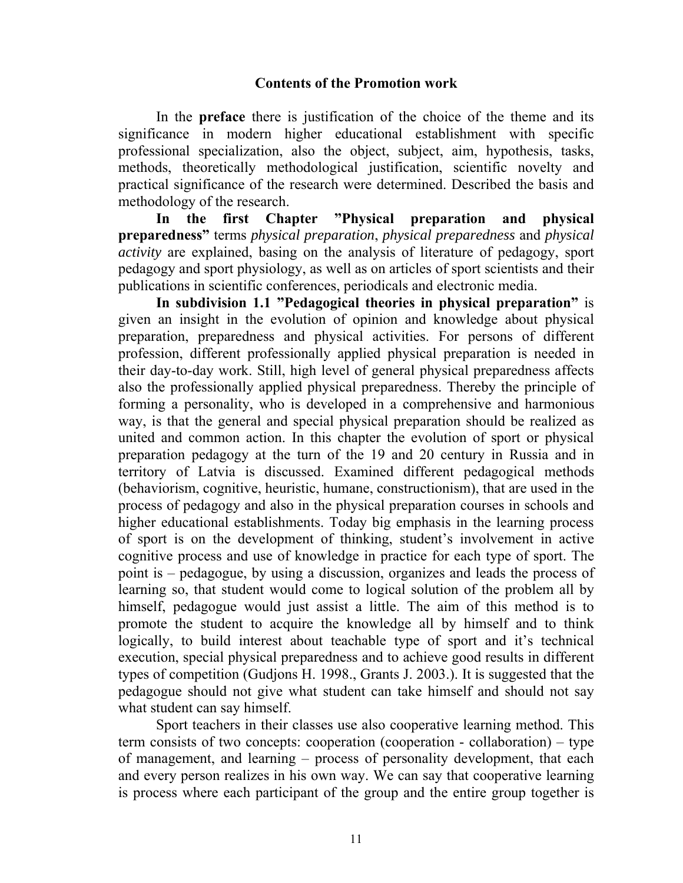## Contents of the Promotion work

In the **preface** there is justification of the choice of the theme and its significance in modern higher educational establishment with specific professional specialization, also the object, subject, aim, hypothesis, tasks, methods, theoretically methodological justification, scientific novelty and practical significance of the research were determined. Described the basis and methodology of the research.

**In the first Chapter ”Physical preparation and physical preparedness”** terms *physical preparation*, *physical preparedness* and *physical activity* are explained, basing on the analysis of literature of pedagogy, sport pedagogy and sport physiology, as well as on articles of sport scientists and their publications in scientific conferences, periodicals and electronic media.

**In subdivision 1.1 ”Pedagogical theories in physical preparation”** is given an insight in the evolution of opinion and knowledge about physical preparation, preparedness and physical activities. For persons of different profession, different professionally applied physical preparation is needed in their day-to-day work. Still, high level of general physical preparedness affects also the professionally applied physical preparedness. Thereby the principle of forming a personality, who is developed in a comprehensive and harmonious way, is that the general and special physical preparation should be realized as united and common action. In this chapter the evolution of sport or physical preparation pedagogy at the turn of the 19 and 20 century in Russia and in territory of Latvia is discussed. Examined different pedagogical methods (behaviorism, cognitive, heuristic, humane, constructionism), that are used in the process of pedagogy and also in the physical preparation courses in schools and higher educational establishments. Today big emphasis in the learning process of sport is on the development of thinking, student’s involvement in active cognitive process and use of knowledge in practice for each type of sport. The point is – pedagogue, by using a discussion, organizes and leads the process of learning so, that student would come to logical solution of the problem all by himself, pedagogue would just assist a little. The aim of this method is to promote the student to acquire the knowledge all by himself and to think logically, to build interest about teachable type of sport and it’s technical execution, special physical preparedness and to achieve good results in different types of competition (Gudjons H. 1998., Grants J. 2003.). It is suggested that the pedagogue should not give what student can take himself and should not say what student can say himself.

Sport teachers in their classes use also cooperative learning method. This term consists of two concepts: cooperation (cooperation - collaboration) – type of management, and learning – process of personality development, that each and every person realizes in his own way. We can say that cooperative learning is process where each participant of the group and the entire group together is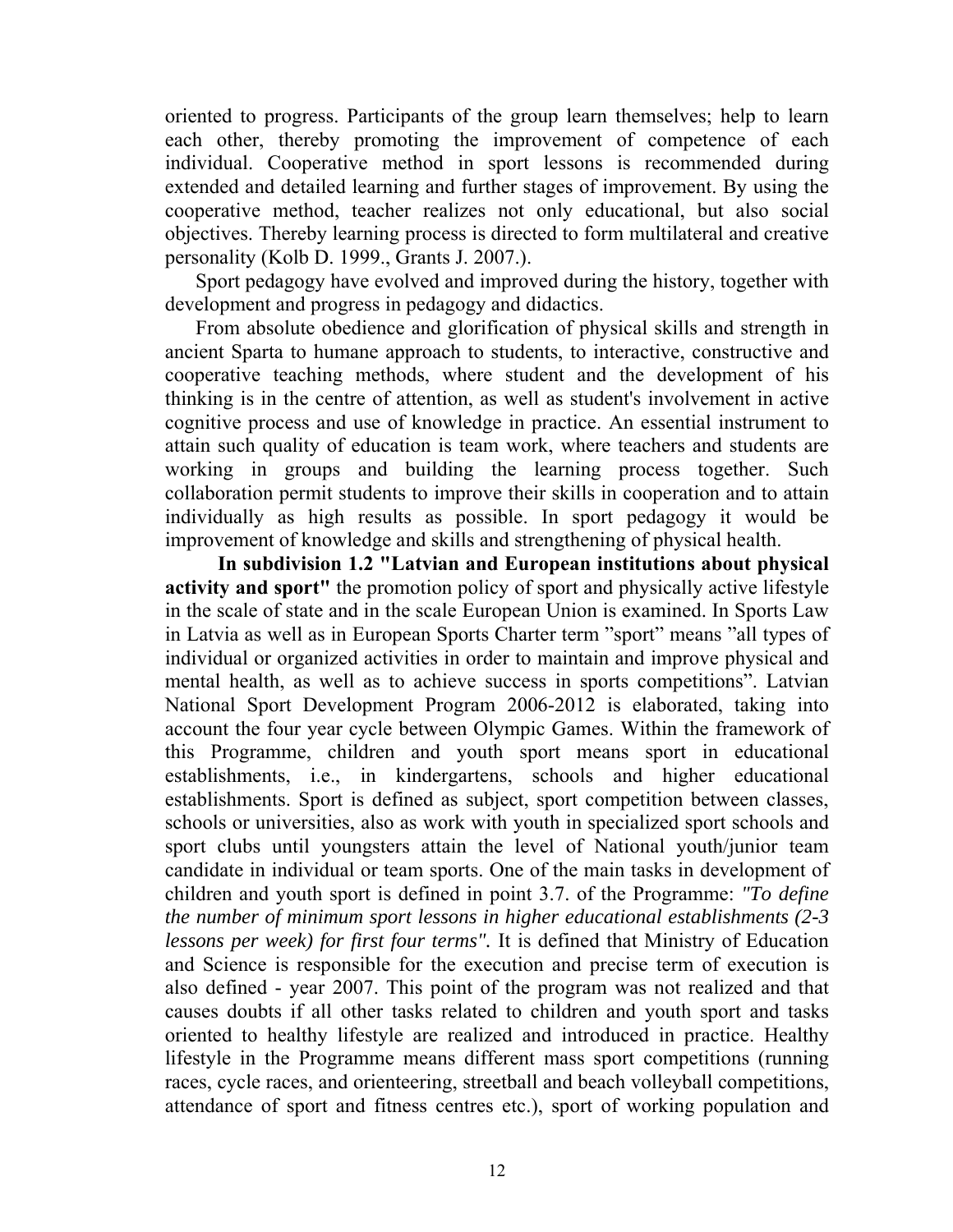oriented to progress. Participants of the group learn themselves; help to learn each other, thereby promoting the improvement of competence of each individual. Cooperative method in sport lessons is recommended during extended and detailed learning and further stages of improvement. By using the cooperative method, teacher realizes not only educational, but also social objectives. Thereby learning process is directed to form multilateral and creative personality (Kolb D. 1999., Grants J. 2007.).

Sport pedagogy have evolved and improved during the history, together with development and progress in pedagogy and didactics.

From absolute obedience and glorification of physical skills and strength in ancient Sparta to humane approach to students, to interactive, constructive and cooperative teaching methods, where student and the development of his thinking is in the centre of attention, as well as student's involvement in active cognitive process and use of knowledge in practice. An essential instrument to attain such quality of education is team work, where teachers and students are working in groups and building the learning process together. Such collaboration permit students to improve their skills in cooperation and to attain individually as high results as possible. In sport pedagogy it would be improvement of knowledge and skills and strengthening of physical health.

**In subdivision 1.2 "Latvian and European institutions about physical activity and sport"** the promotion policy of sport and physically active lifestyle in the scale of state and in the scale European Union is examined. In Sports Law in Latvia as well as in European Sports Charter term "sport" means "all types of individual or organized activities in order to maintain and improve physical and mental health, as well as to achieve success in sports competitions". Latvian National Sport Development Program 2006-2012 is elaborated, taking into account the four year cycle between Olympic Games. Within the framework of this Programme, children and youth sport means sport in educational establishments, i.e., in kindergartens, schools and higher educational establishments. Sport is defined as subject, sport competition between classes, schools or universities, also as work with youth in specialized sport schools and sport clubs until youngsters attain the level of National youth/junior team candidate in individual or team sports. One of the main tasks in development of children and youth sport is defined in point 3.7. of the Programme: *"To define the number of minimum sport lessons in higher educational establishments (2-3 lessons per week) for first four terms".* It is defined that Ministry of Education and Science is responsible for the execution and precise term of execution is also defined - year 2007. This point of the program was not realized and that causes doubts if all other tasks related to children and youth sport and tasks oriented to healthy lifestyle are realized and introduced in practice. Healthy lifestyle in the Programme means different mass sport competitions (running races, cycle races, and orienteering, streetball and beach volleyball competitions, attendance of sport and fitness centres etc.), sport of working population and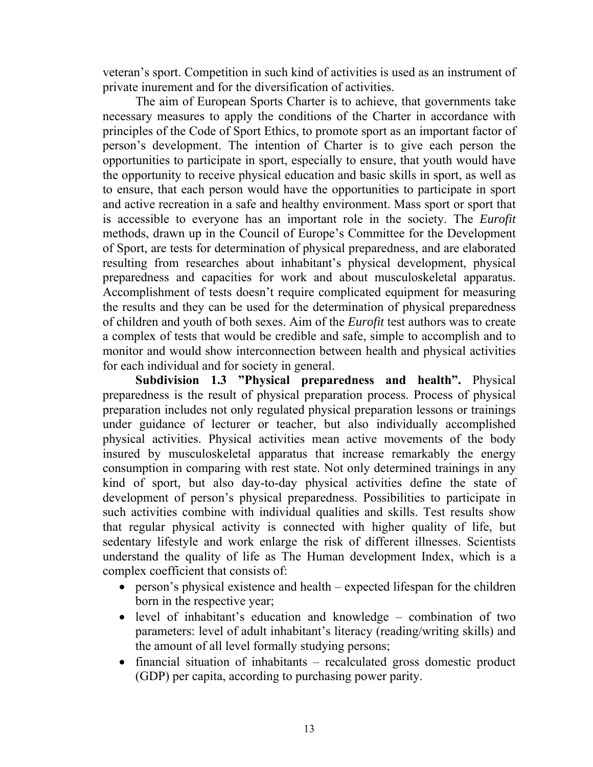veteran's sport. Competition in such kind of activities is used as an instrument of private inurement and for the diversification of activities.

The aim of European Sports Charter is to achieve, that governments take necessary measures to apply the conditions of the Charter in accordance with principles of the Code of Sport Ethics, to promote sport as an important factor of person's development. The intention of Charter is to give each person the opportunities to participate in sport, especially to ensure, that youth would have the opportunity to receive physical education and basic skills in sport, as well as to ensure, that each person would have the opportunities to participate in sport and active recreation in a safe and healthy environment. Mass sport or sport that is accessible to everyone has an important role in the society. The *Eurofit* methods, drawn up in the Council of Europe's Committee for the Development of Sport, are tests for determination of physical preparedness, and are elaborated resulting from researches about inhabitant's physical development, physical preparedness and capacities for work and about musculoskeletal apparatus. Accomplishment of tests doesn't require complicated equipment for measuring the results and they can be used for the determination of physical preparedness of children and youth of both sexes. Aim of the *Eurofit* test authors was to create a complex of tests that would be credible and safe, simple to accomplish and to monitor and would show interconnection between health and physical activities for each individual and for society in general.

**Subdivision 1.3 "Physical preparedness and health".** Physical preparedness is the result of physical preparation process. Process of physical preparation includes not only regulated physical preparation lessons or trainings under guidance of lecturer or teacher, but also individually accomplished physical activities. Physical activities mean active movements of the body insured by musculoskeletal apparatus that increase remarkably the energy consumption in comparing with rest state. Not only determined trainings in any kind of sport, but also day-to-day physical activities define the state of development of person's physical preparedness. Possibilities to participate in such activities combine with individual qualities and skills. Test results show that regular physical activity is connected with higher quality of life, but sedentary lifestyle and work enlarge the risk of different illnesses. Scientists understand the quality of life as The Human development Index, which is a complex coefficient that consists of:

- person's physical existence and health – expected lifespan for the children born in the respective year;
- level of inhabitant's education and knowledge – combination of two parameters: level of adult inhabitant's literacy (reading/writing skills) and the amount of all level formally studying persons;
- financial situation of inhabitants – recalculated gross domestic product (GDP) per capita, according to purchasing power parity.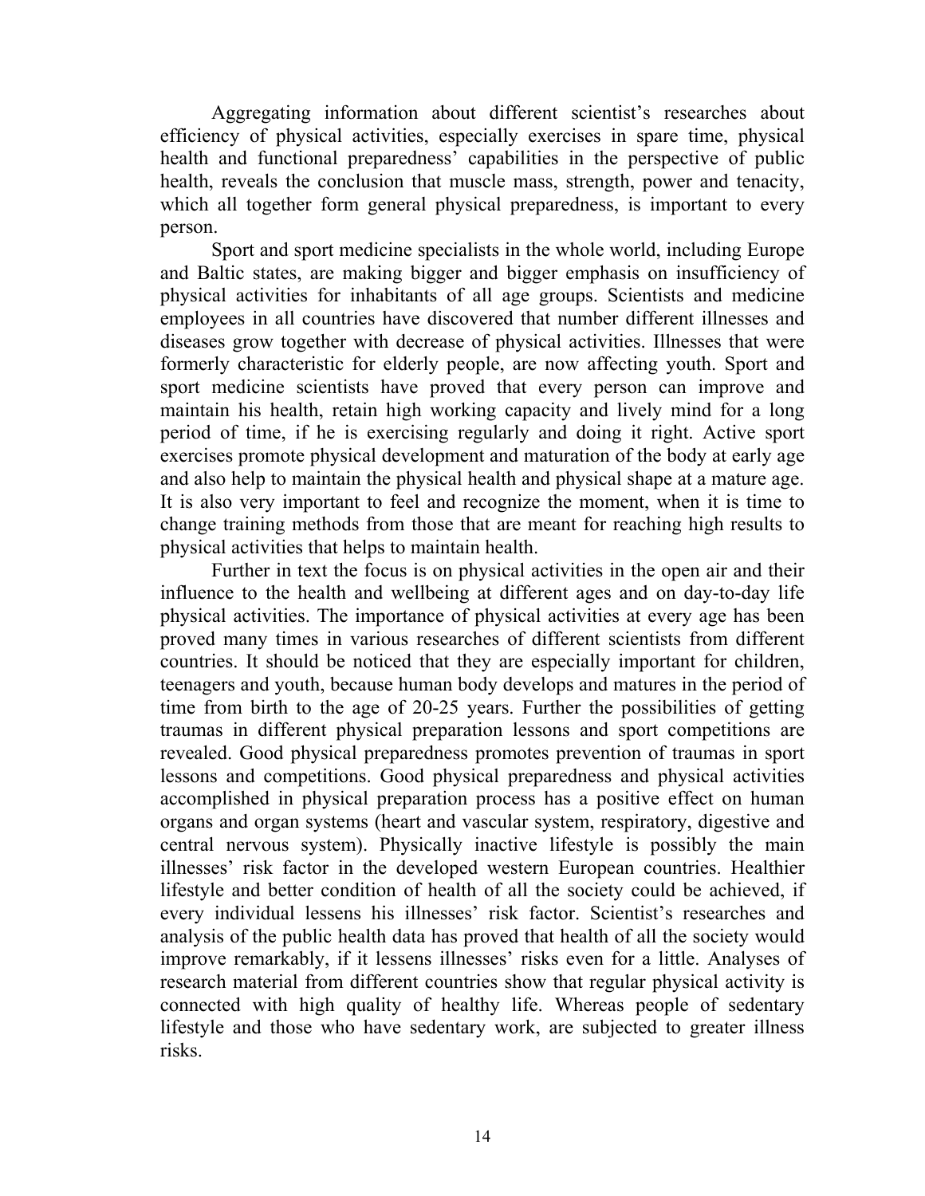Aggregating information about different scientist's researches about efficiency of physical activities, especially exercises in spare time, physical health and functional preparedness' capabilities in the perspective of public health, reveals the conclusion that muscle mass, strength, power and tenacity, which all together form general physical preparedness, is important to every person.

Sport and sport medicine specialists in the whole world, including Europe and Baltic states, are making bigger and bigger emphasis on insufficiency of physical activities for inhabitants of all age groups. Scientists and medicine employees in all countries have discovered that number different illnesses and diseases grow together with decrease of physical activities. Illnesses that were formerly characteristic for elderly people, are now affecting youth. Sport and sport medicine scientists have proved that every person can improve and maintain his health, retain high working capacity and lively mind for a long period of time, if he is exercising regularly and doing it right. Active sport exercises promote physical development and maturation of the body at early age and also help to maintain the physical health and physical shape at a mature age. It is also very important to feel and recognize the moment, when it is time to change training methods from those that are meant for reaching high results to physical activities that helps to maintain health.

Further in text the focus is on physical activities in the open air and their influence to the health and wellbeing at different ages and on day-to-day life physical activities. The importance of physical activities at every age has been proved many times in various researches of different scientists from different countries. It should be noticed that they are especially important for children, teenagers and youth, because human body develops and matures in the period of time from birth to the age of 20-25 years. Further the possibilities of getting traumas in different physical preparation lessons and sport competitions are revealed. Good physical preparedness promotes prevention of traumas in sport lessons and competitions. Good physical preparedness and physical activities accomplished in physical preparation process has a positive effect on human organs and organ systems (heart and vascular system, respiratory, digestive and central nervous system). Physically inactive lifestyle is possibly the main illnesses' risk factor in the developed western European countries. Healthier lifestyle and better condition of health of all the society could be achieved, if every individual lessens his illnesses' risk factor. Scientist's researches and analysis of the public health data has proved that health of all the society would improve remarkably, if it lessens illnesses' risks even for a little. Analyses of research material from different countries show that regular physical activity is connected with high quality of healthy life. Whereas people of sedentary lifestyle and those who have sedentary work, are subjected to greater illness risks.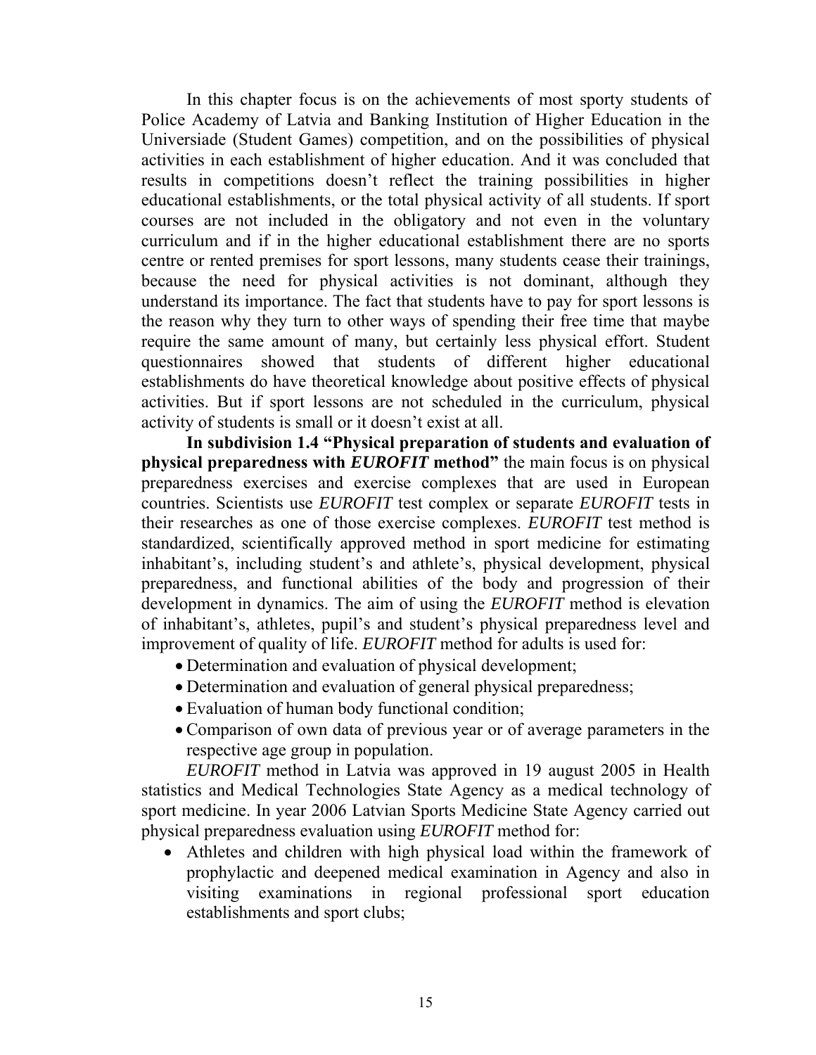In this chapter focus is on the achievements of most sporty students of Police Academy of Latvia and Banking Institution of Higher Education in the Universiade (Student Games) competition, and on the possibilities of physical activities in each establishment of higher education. And it was concluded that results in competitions doesn't reflect the training possibilities in higher educational establishments, or the total physical activity of all students. If sport courses are not included in the obligatory and not even in the voluntary curriculum and if in the higher educational establishment there are no sports centre or rented premises for sport lessons, many students cease their trainings, because the need for physical activities is not dominant, although they understand its importance. The fact that students have to pay for sport lessons is the reason why they turn to other ways of spending their free time that maybe require the same amount of many, but certainly less physical effort. Student questionnaires showed that students of different higher educational establishments do have theoretical knowledge about positive effects of physical activities. But if sport lessons are not scheduled in the curriculum, physical activity of students is small or it doesn't exist at all.

**In subdivision 1.4 "Physical preparation of students and evaluation of physical preparedness with *EUROFIT* method"** the main focus is on physical preparedness exercises and exercise complexes that are used in European countries. Scientists use *EUROFIT* test complex or separate *EUROFIT* tests in their researches as one of those exercise complexes. *EUROFIT* test method is standardized, scientifically approved method in sport medicine for estimating inhabitant's, including student's and athlete's, physical development, physical preparedness, and functional abilities of the body and progression of their development in dynamics. The aim of using the *EUROFIT* method is elevation of inhabitant's, athletes, pupil's and student's physical preparedness level and improvement of quality of life. *EUROFIT* method for adults is used for:

- Determination and evaluation of physical development;
- Determination and evaluation of general physical preparedness;
- Evaluation of human body functional condition;
- Comparison of own data of previous year or of average parameters in the respective age group in population.

*EUROFIT* method in Latvia was approved in 19 august 2005 in Health statistics and Medical Technologies State Agency as a medical technology of sport medicine. In year 2006 Latvian Sports Medicine State Agency carried out physical preparedness evaluation using *EUROFIT* method for:

- Athletes and children with high physical load within the framework of prophylactic and deepened medical examination in Agency and also in visiting examinations in regional professional sport education establishments and sport clubs;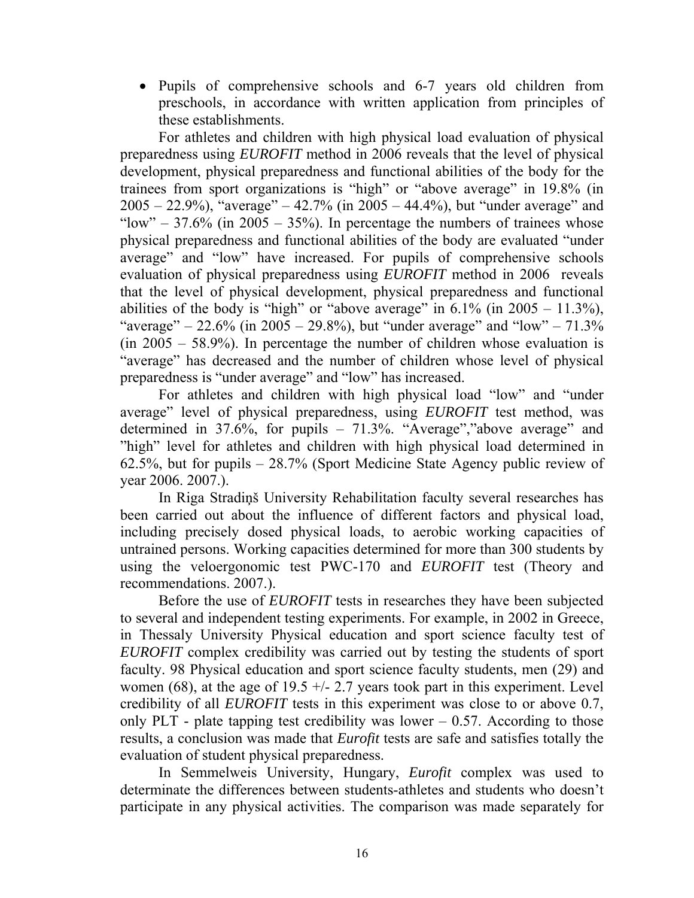- Pupils of comprehensive schools and 6-7 years old children from preschools, in accordance with written application from principles of these establishments.

For athletes and children with high physical load evaluation of physical preparedness using *EUROFIT* method in 2006 reveals that the level of physical development, physical preparedness and functional abilities of the body for the trainees from sport organizations is “high” or “above average” in 19.8% (in 2005 – 22.9%), “average” – 42.7% (in 2005 – 44.4%), but “under average” and “low” – 37.6% (in 2005 – 35%). In percentage the numbers of trainees whose physical preparedness and functional abilities of the body are evaluated “under average” and “low” have increased. For pupils of comprehensive schools evaluation of physical preparedness using *EUROFIT* method in 2006 reveals that the level of physical development, physical preparedness and functional abilities of the body is “high” or “above average” in 6.1% (in 2005 – 11.3%), “average” – 22.6% (in 2005 – 29.8%), but “under average” and “low” – 71.3% (in 2005 – 58.9%). In percentage the number of children whose evaluation is “average” has decreased and the number of children whose level of physical preparedness is “under average” and “low” has increased.

For athletes and children with high physical load “low” and “under average” level of physical preparedness, using *EUROFIT* test method, was determined in 37.6%, for pupils – 71.3%. “Average”,”above average” and ”high” level for athletes and children with high physical load determined in 62.5%, but for pupils – 28.7% (Sport Medicine State Agency public review of year 2006. 2007.).

In Riga Stradiņš University Rehabilitation faculty several researches has been carried out about the influence of different factors and physical load, including precisely dosed physical loads, to aerobic working capacities of untrained persons. Working capacities determined for more than 300 students by using the veloergonomic test PWC-170 and *EUROFIT* test (Theory and recommendations. 2007.).

Before the use of *EUROFIT* tests in researches they have been subjected to several and independent testing experiments. For example, in 2002 in Greece, in Thessaly University Physical education and sport science faculty test of *EUROFIT* complex credibility was carried out by testing the students of sport faculty. 98 Physical education and sport science faculty students, men (29) and women (68), at the age of 19.5 +/- 2.7 years took part in this experiment. Level credibility of all *EUROFIT* tests in this experiment was close to or above 0.7, only PLT - plate tapping test credibility was lower – 0.57. According to those results, a conclusion was made that *Eurofit* tests are safe and satisfies totally the evaluation of student physical preparedness.

In Semmelweis University, Hungary, *Eurofit* complex was used to determinate the differences between students-athletes and students who doesn’t participate in any physical activities. The comparison was made separately for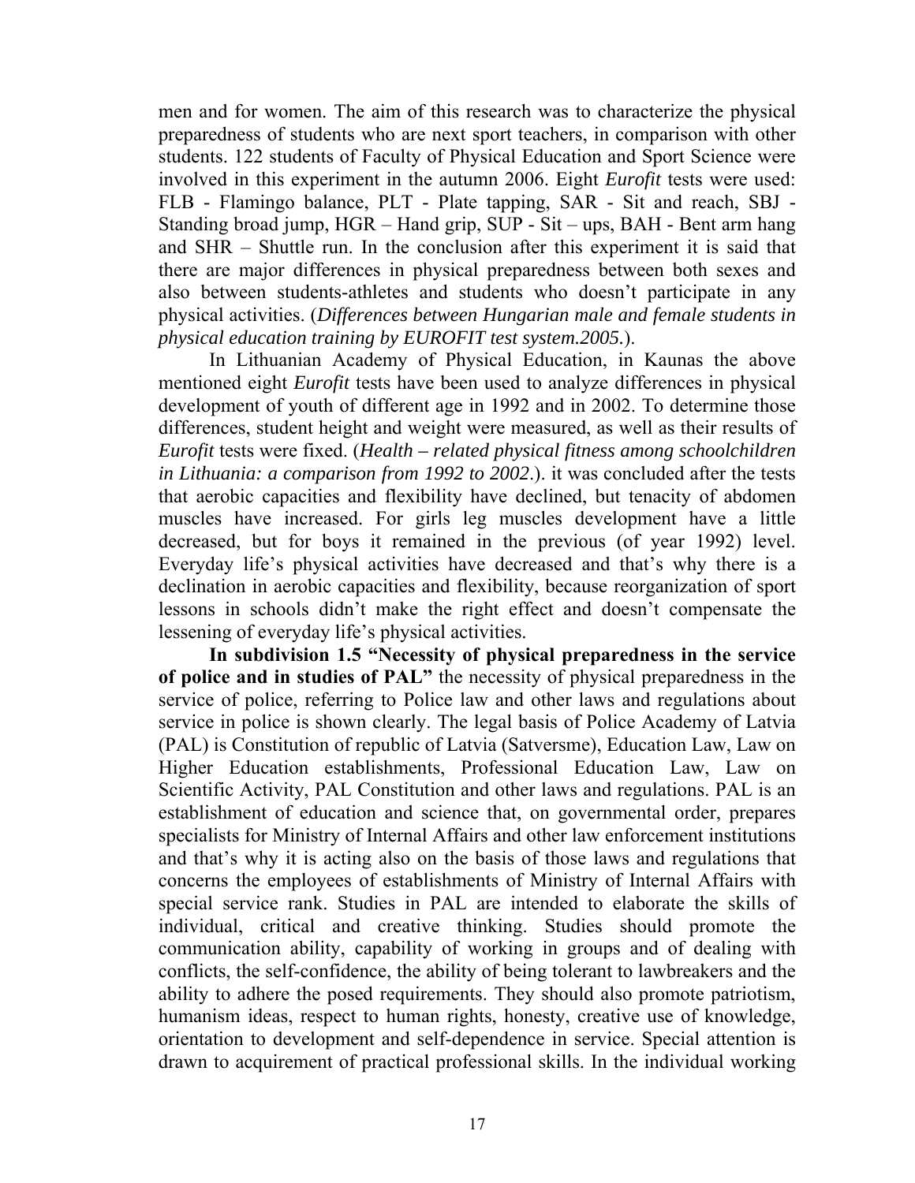men and for women. The aim of this research was to characterize the physical preparedness of students who are next sport teachers, in comparison with other students. 122 students of Faculty of Physical Education and Sport Science were involved in this experiment in the autumn 2006. Eight *Eurofit* tests were used: FLB - Flamingo balance, PLT - Plate tapping, SAR - Sit and reach, SBJ - Standing broad jump, HGR – Hand grip, SUP - Sit – ups, BAH - Bent arm hang and SHR – Shuttle run. In the conclusion after this experiment it is said that there are major differences in physical preparedness between both sexes and also between students-athletes and students who doesn't participate in any physical activities. (*Differences between Hungarian male and female students in physical education training by EUROFIT test system.2005.*).

In Lithuanian Academy of Physical Education, in Kaunas the above mentioned eight *Eurofit* tests have been used to analyze differences in physical development of youth of different age in 1992 and in 2002. To determine those differences, student height and weight were measured, as well as their results of *Eurofit* tests were fixed. (*Health – related physical fitness among schoolchildren in Lithuania: a comparison from 1992 to 2002*.). it was concluded after the tests that aerobic capacities and flexibility have declined, but tenacity of abdomen muscles have increased. For girls leg muscles development have a little decreased, but for boys it remained in the previous (of year 1992) level. Everyday life's physical activities have decreased and that's why there is a declination in aerobic capacities and flexibility, because reorganization of sport lessons in schools didn't make the right effect and doesn't compensate the lessening of everyday life's physical activities.

**In subdivision 1.5 "Necessity of physical preparedness in the service of police and in studies of PAL"** the necessity of physical preparedness in the service of police, referring to Police law and other laws and regulations about service in police is shown clearly. The legal basis of Police Academy of Latvia (PAL) is Constitution of republic of Latvia (Satversme), Education Law, Law on Higher Education establishments, Professional Education Law, Law on Scientific Activity, PAL Constitution and other laws and regulations. PAL is an establishment of education and science that, on governmental order, prepares specialists for Ministry of Internal Affairs and other law enforcement institutions and that's why it is acting also on the basis of those laws and regulations that concerns the employees of establishments of Ministry of Internal Affairs with special service rank. Studies in PAL are intended to elaborate the skills of individual, critical and creative thinking. Studies should promote the communication ability, capability of working in groups and of dealing with conflicts, the self-confidence, the ability of being tolerant to lawbreakers and the ability to adhere the posed requirements. They should also promote patriotism, humanism ideas, respect to human rights, honesty, creative use of knowledge, orientation to development and self-dependence in service. Special attention is drawn to acquirement of practical professional skills. In the individual working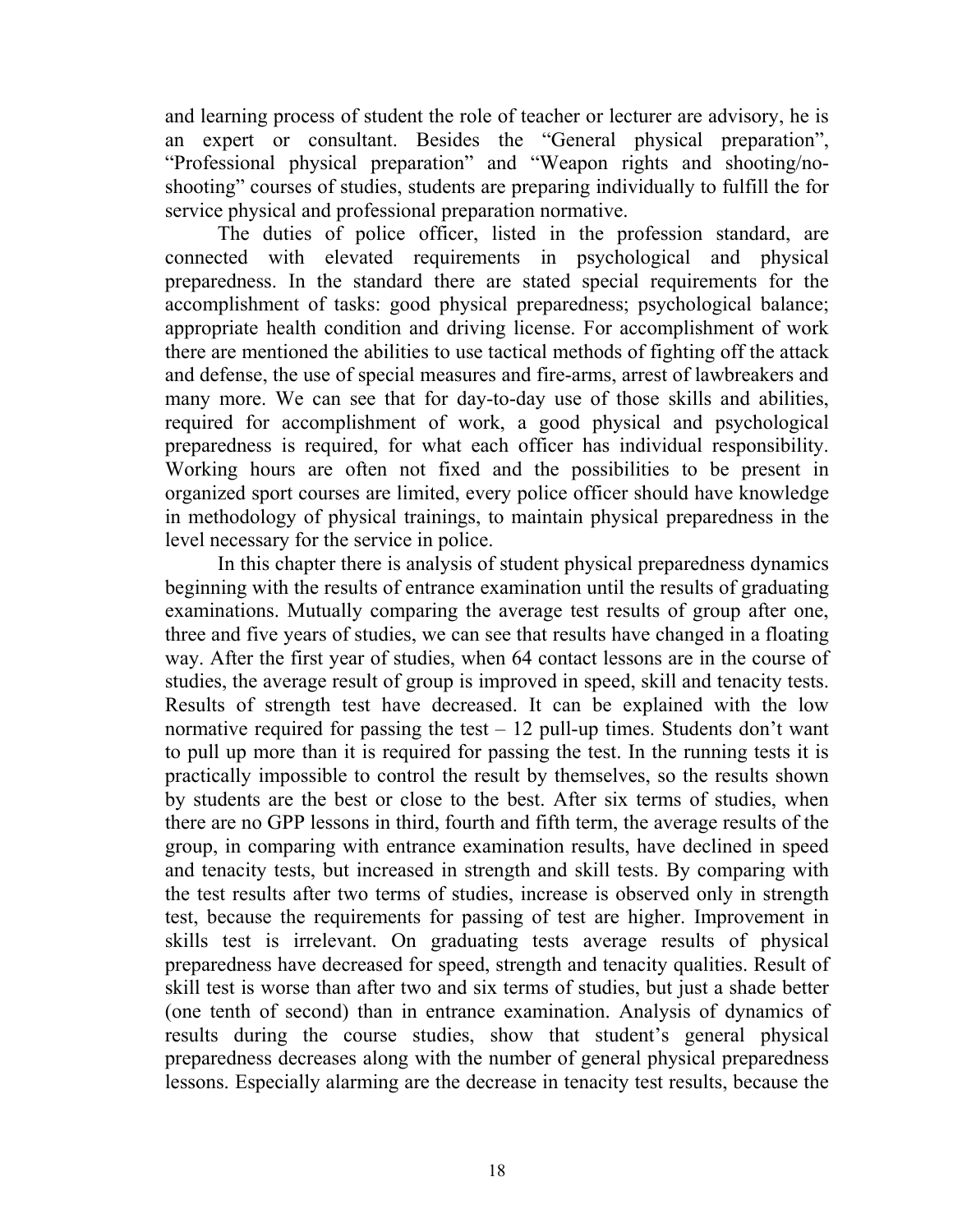and learning process of student the role of teacher or lecturer are advisory, he is an expert or consultant. Besides the "General physical preparation", "Professional physical preparation" and "Weapon rights and shooting/no-shooting" courses of studies, students are preparing individually to fulfill the for service physical and professional preparation normative.

The duties of police officer, listed in the profession standard, are connected with elevated requirements in psychological and physical preparedness. In the standard there are stated special requirements for the accomplishment of tasks: good physical preparedness; psychological balance; appropriate health condition and driving license. For accomplishment of work there are mentioned the abilities to use tactical methods of fighting off the attack and defense, the use of special measures and fire-arms, arrest of lawbreakers and many more. We can see that for day-to-day use of those skills and abilities, required for accomplishment of work, a good physical and psychological preparedness is required, for what each officer has individual responsibility. Working hours are often not fixed and the possibilities to be present in organized sport courses are limited, every police officer should have knowledge in methodology of physical trainings, to maintain physical preparedness in the level necessary for the service in police.

In this chapter there is analysis of student physical preparedness dynamics beginning with the results of entrance examination until the results of graduating examinations. Mutually comparing the average test results of group after one, three and five years of studies, we can see that results have changed in a floating way. After the first year of studies, when 64 contact lessons are in the course of studies, the average result of group is improved in speed, skill and tenacity tests. Results of strength test have decreased. It can be explained with the low normative required for passing the test – 12 pull-up times. Students don't want to pull up more than it is required for passing the test. In the running tests it is practically impossible to control the result by themselves, so the results shown by students are the best or close to the best. After six terms of studies, when there are no GPP lessons in third, fourth and fifth term, the average results of the group, in comparing with entrance examination results, have declined in speed and tenacity tests, but increased in strength and skill tests. By comparing with the test results after two terms of studies, increase is observed only in strength test, because the requirements for passing of test are higher. Improvement in skills test is irrelevant. On graduating tests average results of physical preparedness have decreased for speed, strength and tenacity qualities. Result of skill test is worse than after two and six terms of studies, but just a shade better (one tenth of second) than in entrance examination. Analysis of dynamics of results during the course studies, show that student's general physical preparedness decreases along with the number of general physical preparedness lessons. Especially alarming are the decrease in tenacity test results, because the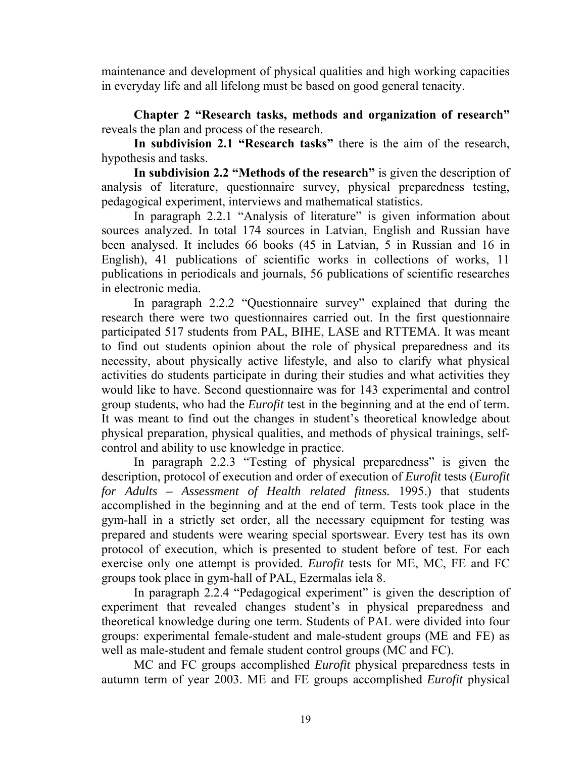maintenance and development of physical qualities and high working capacities in everyday life and all lifelong must be based on good general tenacity.

**Chapter 2 "Research tasks, methods and organization of research"** reveals the plan and process of the research.

**In subdivision 2.1 "Research tasks"** there is the aim of the research, hypothesis and tasks.

**In subdivision 2.2 "Methods of the research"** is given the description of analysis of literature, questionnaire survey, physical preparedness testing, pedagogical experiment, interviews and mathematical statistics.

In paragraph 2.2.1 "Analysis of literature" is given information about sources analyzed. In total 174 sources in Latvian, English and Russian have been analysed. It includes 66 books (45 in Latvian, 5 in Russian and 16 in English), 41 publications of scientific works in collections of works, 11 publications in periodicals and journals, 56 publications of scientific researches in electronic media.

In paragraph 2.2.2 "Questionnaire survey" explained that during the research there were two questionnaires carried out. In the first questionnaire participated 517 students from PAL, BIHE, LASE and RTTEMA. It was meant to find out students opinion about the role of physical preparedness and its necessity, about physically active lifestyle, and also to clarify what physical activities do students participate in during their studies and what activities they would like to have. Second questionnaire was for 143 experimental and control group students, who had the *Eurofit* test in the beginning and at the end of term. It was meant to find out the changes in student's theoretical knowledge about physical preparation, physical qualities, and methods of physical trainings, self-control and ability to use knowledge in practice.

In paragraph 2.2.3 "Testing of physical preparedness" is given the description, protocol of execution and order of execution of *Eurofit* tests (*Eurofit for Adults – Assessment of Health related fitness.* 1995.) that students accomplished in the beginning and at the end of term. Tests took place in the gym-hall in a strictly set order, all the necessary equipment for testing was prepared and students were wearing special sportswear. Every test has its own protocol of execution, which is presented to student before of test. For each exercise only one attempt is provided. *Eurofit* tests for ME, MC, FE and FC groups took place in gym-hall of PAL, Ezermalas iela 8.

In paragraph 2.2.4 "Pedagogical experiment" is given the description of experiment that revealed changes student's in physical preparedness and theoretical knowledge during one term. Students of PAL were divided into four groups: experimental female-student and male-student groups (ME and FE) as well as male-student and female student control groups (MC and FC).

MC and FC groups accomplished *Eurofit* physical preparedness tests in autumn term of year 2003. ME and FE groups accomplished *Eurofit* physical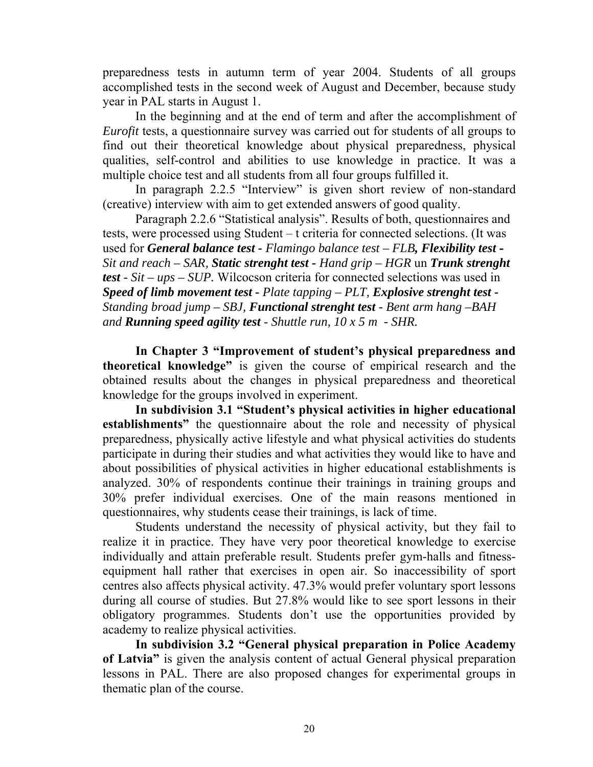preparedness tests in autumn term of year 2004. Students of all groups accomplished tests in the second week of August and December, because study year in PAL starts in August 1.

In the beginning and at the end of term and after the accomplishment of *Eurofit* tests, a questionnaire survey was carried out for students of all groups to find out their theoretical knowledge about physical preparedness, physical qualities, self-control and abilities to use knowledge in practice. It was a multiple choice test and all students from all four groups fulfilled it.

In paragraph 2.2.5 "Interview" is given short review of non-standard (creative) interview with aim to get extended answers of good quality.

Paragraph 2.2.6 "Statistical analysis". Results of both, questionnaires and tests, were processed using Student – t criteria for connected selections. (It was used for ***General balance test*** - *Flamingo balance test – FLB****, Flexibility test*** - *Sit and reach – SAR,* ***Static strenght test*** - *Hand grip – HGR* un ***Trunk strenght test*** - *Sit – ups – SUP.* Wilcocson criteria for connected selections was used in ***Speed of limb movement test*** - *Plate tapping – PLT,* ***Explosive strenght test*** - *Standing broad jump – SBJ,* ***Functional strenght test*** - *Bent arm hang –BAH and* ***Running speed agility test*** - *Shuttle run, 10 x 5 m - SHR.*

**In Chapter 3 "Improvement of student's physical preparedness and theoretical knowledge"** is given the course of empirical research and the obtained results about the changes in physical preparedness and theoretical knowledge for the groups involved in experiment.

**In subdivision 3.1 "Student's physical activities in higher educational establishments"** the questionnaire about the role and necessity of physical preparedness, physically active lifestyle and what physical activities do students participate in during their studies and what activities they would like to have and about possibilities of physical activities in higher educational establishments is analyzed. 30% of respondents continue their trainings in training groups and 30% prefer individual exercises. One of the main reasons mentioned in questionnaires, why students cease their trainings, is lack of time.

Students understand the necessity of physical activity, but they fail to realize it in practice. They have very poor theoretical knowledge to exercise individually and attain preferable result. Students prefer gym-halls and fitness-equipment hall rather that exercises in open air. So inaccessibility of sport centres also affects physical activity. 47.3% would prefer voluntary sport lessons during all course of studies. But 27.8% would like to see sport lessons in their obligatory programmes. Students don't use the opportunities provided by academy to realize physical activities.

**In subdivision 3.2 "General physical preparation in Police Academy of Latvia"** is given the analysis content of actual General physical preparation lessons in PAL. There are also proposed changes for experimental groups in thematic plan of the course.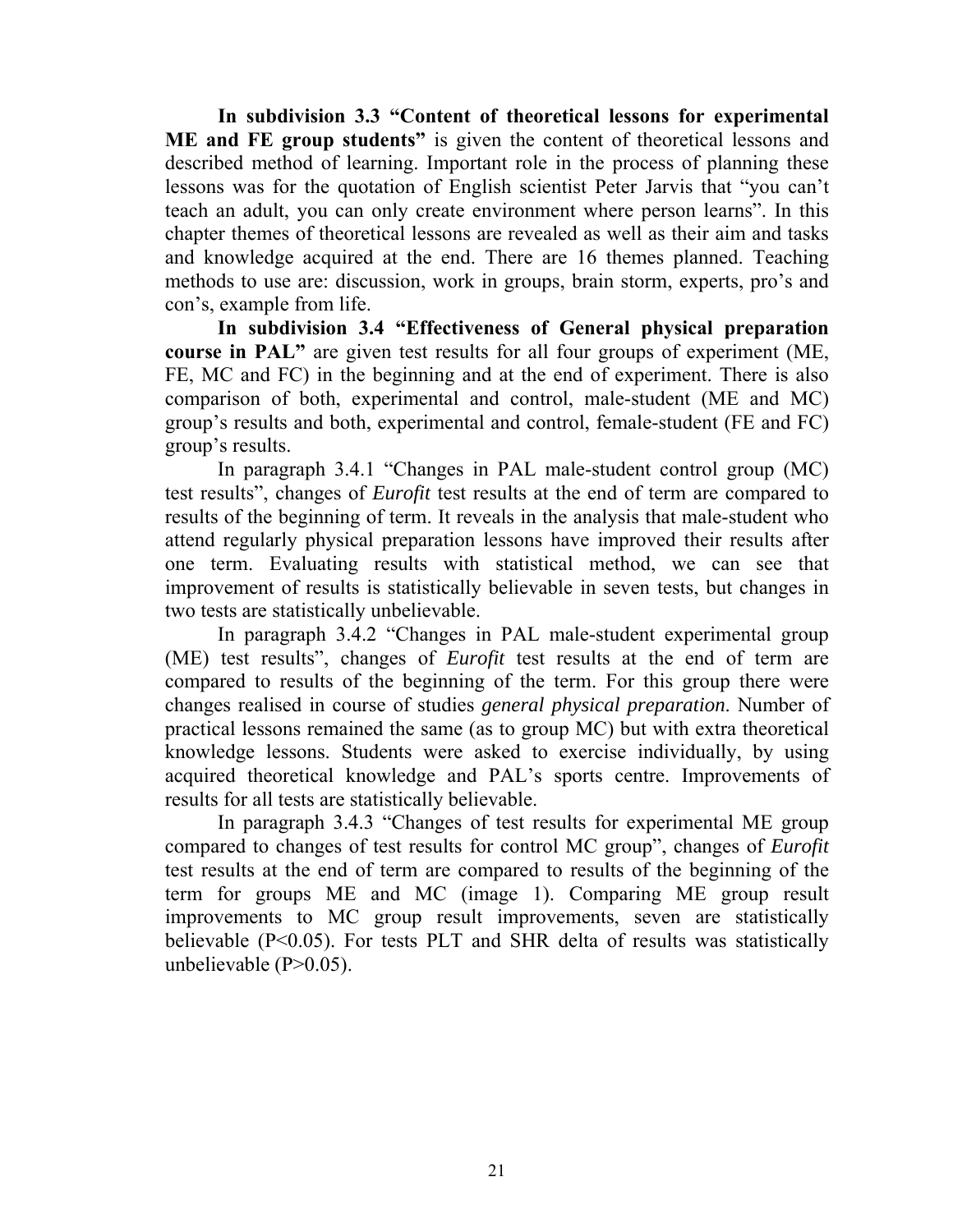**In subdivision 3.3 "Content of theoretical lessons for experimental ME and FE group students"** is given the content of theoretical lessons and described method of learning. Important role in the process of planning these lessons was for the quotation of English scientist Peter Jarvis that "you can't teach an adult, you can only create environment where person learns". In this chapter themes of theoretical lessons are revealed as well as their aim and tasks and knowledge acquired at the end. There are 16 themes planned. Teaching methods to use are: discussion, work in groups, brain storm, experts, pro's and con's, example from life.

**In subdivision 3.4 "Effectiveness of General physical preparation course in PAL"** are given test results for all four groups of experiment (ME, FE, MC and FC) in the beginning and at the end of experiment. There is also comparison of both, experimental and control, male-student (ME and MC) group's results and both, experimental and control, female-student (FE and FC) group's results.

In paragraph 3.4.1 "Changes in PAL male-student control group (MC) test results", changes of *Eurofit* test results at the end of term are compared to results of the beginning of term. It reveals in the analysis that male-student who attend regularly physical preparation lessons have improved their results after one term. Evaluating results with statistical method, we can see that improvement of results is statistically believable in seven tests, but changes in two tests are statistically unbelievable.

In paragraph 3.4.2 "Changes in PAL male-student experimental group (ME) test results", changes of *Eurofit* test results at the end of term are compared to results of the beginning of the term. For this group there were changes realised in course of studies *general physical preparation*. Number of practical lessons remained the same (as to group MC) but with extra theoretical knowledge lessons. Students were asked to exercise individually, by using acquired theoretical knowledge and PAL's sports centre. Improvements of results for all tests are statistically believable.

In paragraph 3.4.3 "Changes of test results for experimental ME group compared to changes of test results for control MC group", changes of *Eurofit* test results at the end of term are compared to results of the beginning of the term for groups ME and MC (image 1). Comparing ME group result improvements to MC group result improvements, seven are statistically believable ($P<0.05$). For tests PLT and SHR delta of results was statistically unbelievable ($P>0.05$).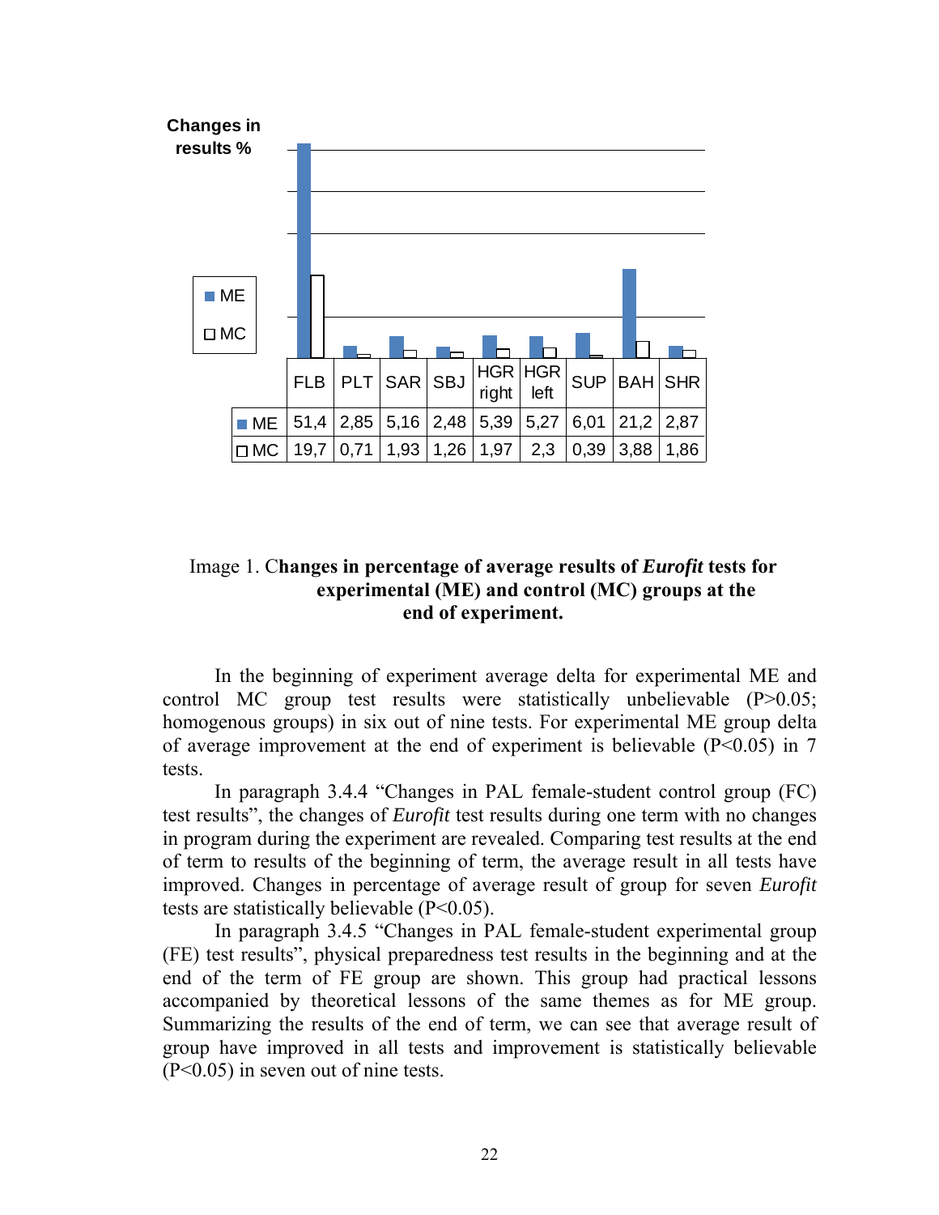Changes in results %

|  | FLB | PLT | SAR | SBJ | HGR right | HGR left | SUP | BAH | SHR |
|---|---|---|---|---|---|---|---|---|---|
| ME | 51,4 | 2,85 | 5,16 | 2,48 | 5,39 | 5,27 | 6,01 | 21,2 | 2,87 |
| MC | 19,7 | 0,71 | 1,93 | 1,26 | 1,97 | 2,3 | 0,39 | 3,88 | 1,86 |

Image 1. **Changes in percentage of average results of *Eurofit* tests for experimental (ME) and control (MC) groups at the end of experiment.**

In the beginning of experiment average delta for experimental ME and control MC group test results were statistically unbelievable (P>0.05; homogenous groups) in six out of nine tests. For experimental ME group delta of average improvement at the end of experiment is believable (P<0.05) in 7 tests.

In paragraph 3.4.4 "Changes in PAL female-student control group (FC) test results", the changes of *Eurofit* test results during one term with no changes in program during the experiment are revealed. Comparing test results at the end of term to results of the beginning of term, the average result in all tests have improved. Changes in percentage of average result of group for seven *Eurofit* tests are statistically believable (P<0.05).

In paragraph 3.4.5 "Changes in PAL female-student experimental group (FE) test results", physical preparedness test results in the beginning and at the end of the term of FE group are shown. This group had practical lessons accompanied by theoretical lessons of the same themes as for ME group. Summarizing the results of the end of term, we can see that average result of group have improved in all tests and improvement is statistically believable (P<0.05) in seven out of nine tests.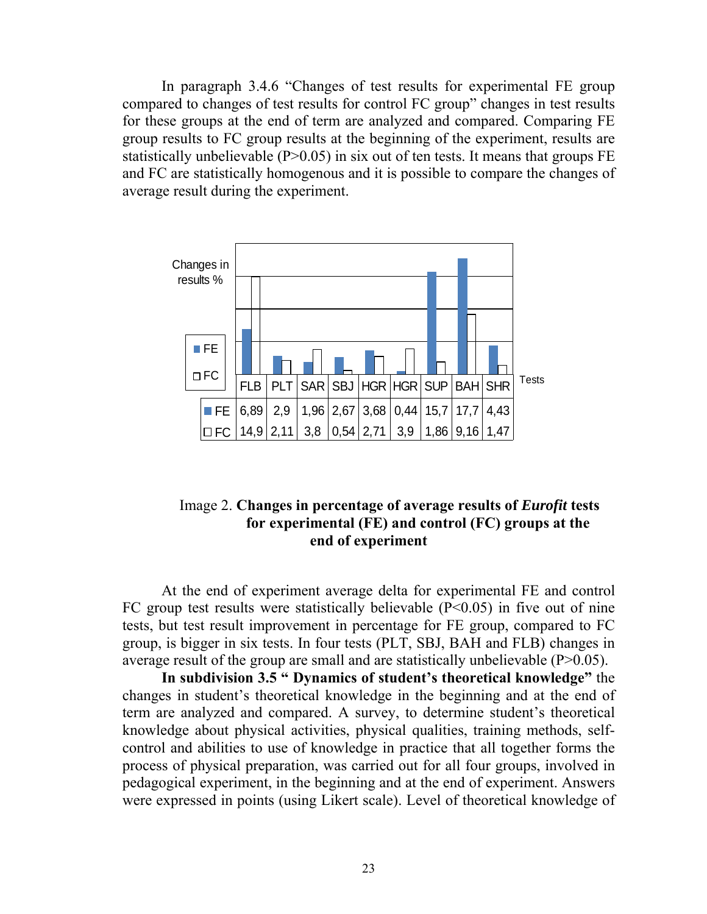In paragraph 3.4.6 "Changes of test results for experimental FE group compared to changes of test results for control FC group" changes in test results for these groups at the end of term are analyzed and compared. Comparing FE group results to FC group results at the beginning of the experiment, results are statistically unbelievable ($P>0.05$) in six out of ten tests. It means that groups FE and FC are statistically homogenous and it is possible to compare the changes of average result during the experiment.

| Tests | FLB | PLT | SAR | SBJ | HGR | HGR | SUP | BAH | SHR |
|---|---|---|---|---|---|---|---|---|---|
| FE | 6,89 | 2,9 | 1,96 | 2,67 | 3,68 | 0,44 | 15,7 | 17,7 | 4,43 |
| FC | 14,9 | 2,11 | 3,8 | 0,54 | 2,71 | 3,9 | 1,86 | 9,16 | 1,47 |

Image 2. **Changes in percentage of average results of *Eurofit* tests for experimental (FE) and control (FC) groups at the end of experiment**

At the end of experiment average delta for experimental FE and control FC group test results were statistically believable ($P<0.05$) in five out of nine tests, but test result improvement in percentage for FE group, compared to FC group, is bigger in six tests. In four tests (PLT, SBJ, BAH and FLB) changes in average result of the group are small and are statistically unbelievable ($P>0.05$).

**In subdivision 3.5 " Dynamics of student's theoretical knowledge"** the changes in student's theoretical knowledge in the beginning and at the end of term are analyzed and compared. A survey, to determine student's theoretical knowledge about physical activities, physical qualities, training methods, self-control and abilities to use of knowledge in practice that all together forms the process of physical preparation, was carried out for all four groups, involved in pedagogical experiment, in the beginning and at the end of experiment. Answers were expressed in points (using Likert scale). Level of theoretical knowledge of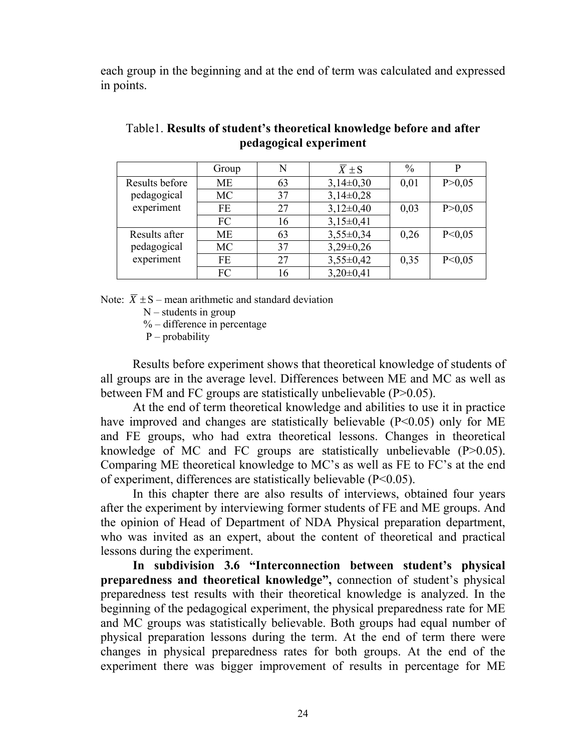each group in the beginning and at the end of term was calculated and expressed in points.

Table1. **Results of student's theoretical knowledge before and after pedagogical experiment**

| | Group | N | $\bar{X} \pm S$ | % | P |
|---|---|---|---|---|---|
| Results before pedagogical experiment | ME | 63 | 3,14±0,30 | 0,01 | P>0,05 |
| | MC | 37 | 3,14±0,28 | | |
| | FE | 27 | 3,12±0,40 | 0,03 | P>0,05 |
| | FC | 16 | 3,15±0,41 | | |
| Results after pedagogical experiment | ME | 63 | 3,55±0,34 | 0,26 | P<0,05 |
| | MC | 37 | 3,29±0,26 | | |
| | FE | 27 | 3,55±0,42 | 0,35 | P<0,05 |
| | FC | 16 | 3,20±0,41 | | |

Note: $\bar{X} \pm S$ – mean arithmetic and standard deviation
N – students in group
% – difference in percentage
P – probability

Results before experiment shows that theoretical knowledge of students of all groups are in the average level. Differences between ME and MC as well as between FM and FC groups are statistically unbelievable (P>0.05).

At the end of term theoretical knowledge and abilities to use it in practice have improved and changes are statistically believable (P<0.05) only for ME and FE groups, who had extra theoretical lessons. Changes in theoretical knowledge of MC and FC groups are statistically unbelievable (P>0.05). Comparing ME theoretical knowledge to MC's as well as FE to FC's at the end of experiment, differences are statistically believable (P<0.05).

In this chapter there are also results of interviews, obtained four years after the experiment by interviewing former students of FE and ME groups. And the opinion of Head of Department of NDA Physical preparation department, who was invited as an expert, about the content of theoretical and practical lessons during the experiment.

**In subdivision 3.6 "Interconnection between student's physical preparedness and theoretical knowledge",** connection of student's physical preparedness test results with their theoretical knowledge is analyzed. In the beginning of the pedagogical experiment, the physical preparedness rate for ME and MC groups was statistically believable. Both groups had equal number of physical preparation lessons during the term. At the end of term there were changes in physical preparedness rates for both groups. At the end of the experiment there was bigger improvement of results in percentage for ME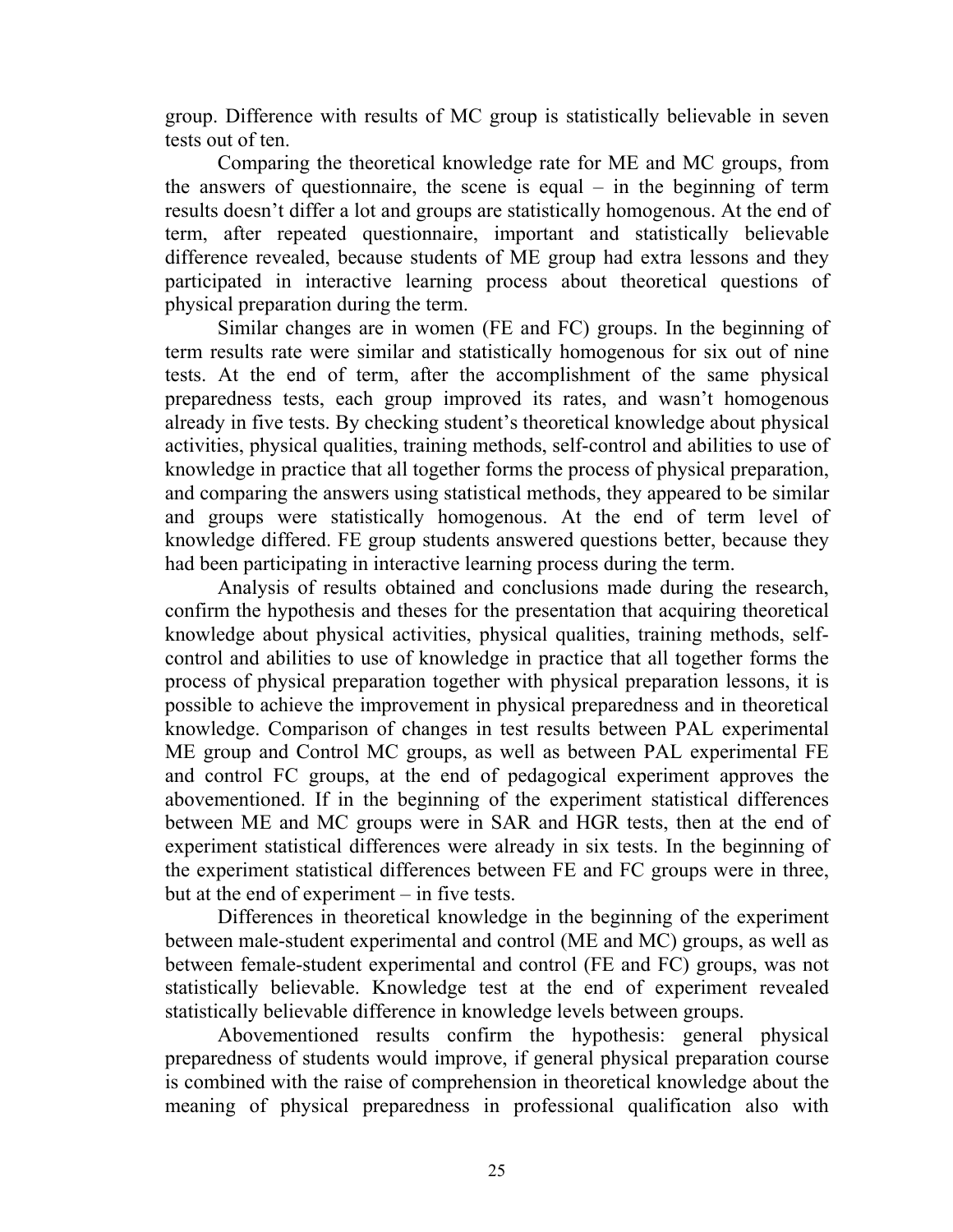group. Difference with results of MC group is statistically believable in seven tests out of ten.

Comparing the theoretical knowledge rate for ME and MC groups, from the answers of questionnaire, the scene is equal – in the beginning of term results doesn't differ a lot and groups are statistically homogenous. At the end of term, after repeated questionnaire, important and statistically believable difference revealed, because students of ME group had extra lessons and they participated in interactive learning process about theoretical questions of physical preparation during the term.

Similar changes are in women (FE and FC) groups. In the beginning of term results rate were similar and statistically homogenous for six out of nine tests. At the end of term, after the accomplishment of the same physical preparedness tests, each group improved its rates, and wasn't homogenous already in five tests. By checking student's theoretical knowledge about physical activities, physical qualities, training methods, self-control and abilities to use of knowledge in practice that all together forms the process of physical preparation, and comparing the answers using statistical methods, they appeared to be similar and groups were statistically homogenous. At the end of term level of knowledge differed. FE group students answered questions better, because they had been participating in interactive learning process during the term.

Analysis of results obtained and conclusions made during the research, confirm the hypothesis and theses for the presentation that acquiring theoretical knowledge about physical activities, physical qualities, training methods, self-control and abilities to use of knowledge in practice that all together forms the process of physical preparation together with physical preparation lessons, it is possible to achieve the improvement in physical preparedness and in theoretical knowledge. Comparison of changes in test results between PAL experimental ME group and Control MC groups, as well as between PAL experimental FE and control FC groups, at the end of pedagogical experiment approves the abovementioned. If in the beginning of the experiment statistical differences between ME and MC groups were in SAR and HGR tests, then at the end of experiment statistical differences were already in six tests. In the beginning of the experiment statistical differences between FE and FC groups were in three, but at the end of experiment – in five tests.

Differences in theoretical knowledge in the beginning of the experiment between male-student experimental and control (ME and MC) groups, as well as between female-student experimental and control (FE and FC) groups, was not statistically believable. Knowledge test at the end of experiment revealed statistically believable difference in knowledge levels between groups.

Abovementioned results confirm the hypothesis: general physical preparedness of students would improve, if general physical preparation course is combined with the raise of comprehension in theoretical knowledge about the meaning of physical preparedness in professional qualification also with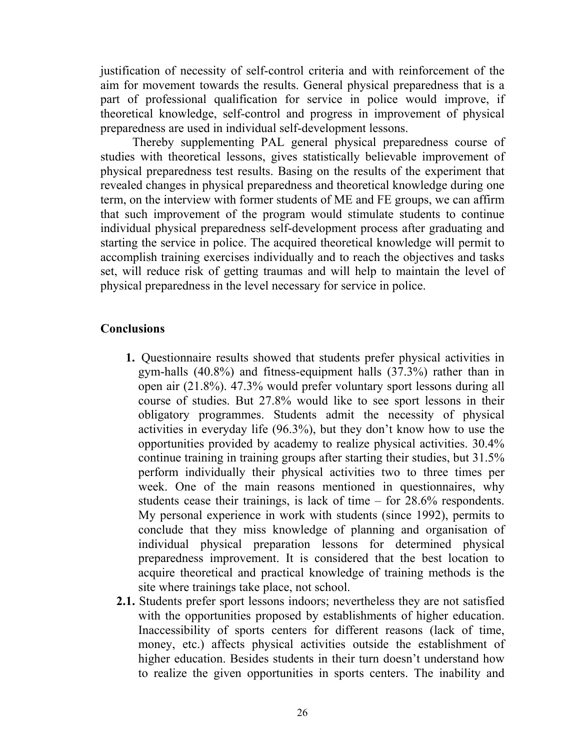justification of necessity of self-control criteria and with reinforcement of the aim for movement towards the results. General physical preparedness that is a part of professional qualification for service in police would improve, if theoretical knowledge, self-control and progress in improvement of physical preparedness are used in individual self-development lessons.

Thereby supplementing PAL general physical preparedness course of studies with theoretical lessons, gives statistically believable improvement of physical preparedness test results. Basing on the results of the experiment that revealed changes in physical preparedness and theoretical knowledge during one term, on the interview with former students of ME and FE groups, we can affirm that such improvement of the program would stimulate students to continue individual physical preparedness self-development process after graduating and starting the service in police. The acquired theoretical knowledge will permit to accomplish training exercises individually and to reach the objectives and tasks set, will reduce risk of getting traumas and will help to maintain the level of physical preparedness in the level necessary for service in police.

## Conclusions

**1.** Questionnaire results showed that students prefer physical activities in gym-halls (40.8%) and fitness-equipment halls (37.3%) rather than in open air (21.8%). 47.3% would prefer voluntary sport lessons during all course of studies. But 27.8% would like to see sport lessons in their obligatory programmes. Students admit the necessity of physical activities in everyday life (96.3%), but they don't know how to use the opportunities provided by academy to realize physical activities. 30.4% continue training in training groups after starting their studies, but 31.5% perform individually their physical activities two to three times per week. One of the main reasons mentioned in questionnaires, why students cease their trainings, is lack of time – for 28.6% respondents. My personal experience in work with students (since 1992), permits to conclude that they miss knowledge of planning and organisation of individual physical preparation lessons for determined physical preparedness improvement. It is considered that the best location to acquire theoretical and practical knowledge of training methods is the site where trainings take place, not school.

**2.1.** Students prefer sport lessons indoors; nevertheless they are not satisfied with the opportunities proposed by establishments of higher education. Inaccessibility of sports centers for different reasons (lack of time, money, etc.) affects physical activities outside the establishment of higher education. Besides students in their turn doesn't understand how to realize the given opportunities in sports centers. The inability and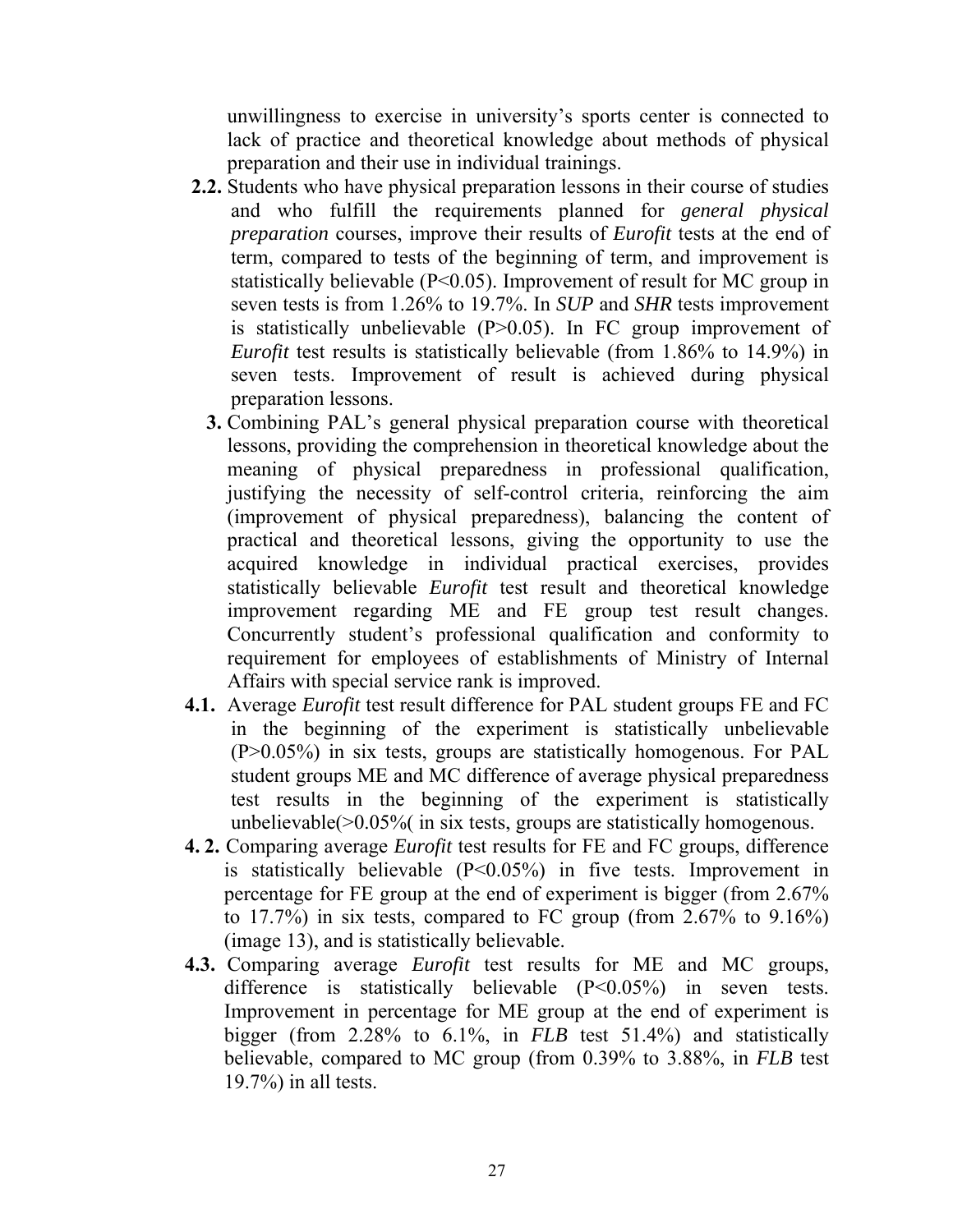unwillingness to exercise in university's sports center is connected to lack of practice and theoretical knowledge about methods of physical preparation and their use in individual trainings.

**2.2.** Students who have physical preparation lessons in their course of studies and who fulfill the requirements planned for *general physical preparation* courses, improve their results of *Eurofit* tests at the end of term, compared to tests of the beginning of term, and improvement is statistically believable ($P<0.05$). Improvement of result for MC group in seven tests is from 1.26% to 19.7%. In *SUP* and *SHR* tests improvement is statistically unbelievable ($P>0.05$). In FC group improvement of *Eurofit* test results is statistically believable (from 1.86% to 14.9%) in seven tests. Improvement of result is achieved during physical preparation lessons.

**3.** Combining PAL's general physical preparation course with theoretical lessons, providing the comprehension in theoretical knowledge about the meaning of physical preparedness in professional qualification, justifying the necessity of self-control criteria, reinforcing the aim (improvement of physical preparedness), balancing the content of practical and theoretical lessons, giving the opportunity to use the acquired knowledge in individual practical exercises, provides statistically believable *Eurofit* test result and theoretical knowledge improvement regarding ME and FE group test result changes. Concurrently student's professional qualification and conformity to requirement for employees of establishments of Ministry of Internal Affairs with special service rank is improved.

**4.1.** Average *Eurofit* test result difference for PAL student groups FE and FC in the beginning of the experiment is statistically unbelievable ($P>0.05\%$) in six tests, groups are statistically homogenous. For PAL student groups ME and MC difference of average physical preparedness test results in the beginning of the experiment is statistically unbelievable(>0.05%( in six tests, groups are statistically homogenous.

**4. 2.** Comparing average *Eurofit* test results for FE and FC groups, difference is statistically believable ($P<0.05\%$) in five tests. Improvement in percentage for FE group at the end of experiment is bigger (from 2.67% to 17.7%) in six tests, compared to FC group (from 2.67% to 9.16%) (image 13), and is statistically believable.

**4.3.** Comparing average *Eurofit* test results for ME and MC groups, difference is statistically believable ($P<0.05\%$) in seven tests. Improvement in percentage for ME group at the end of experiment is bigger (from 2.28% to 6.1%, in *FLB* test 51.4%) and statistically believable, compared to MC group (from 0.39% to 3.88%, in *FLB* test 19.7%) in all tests.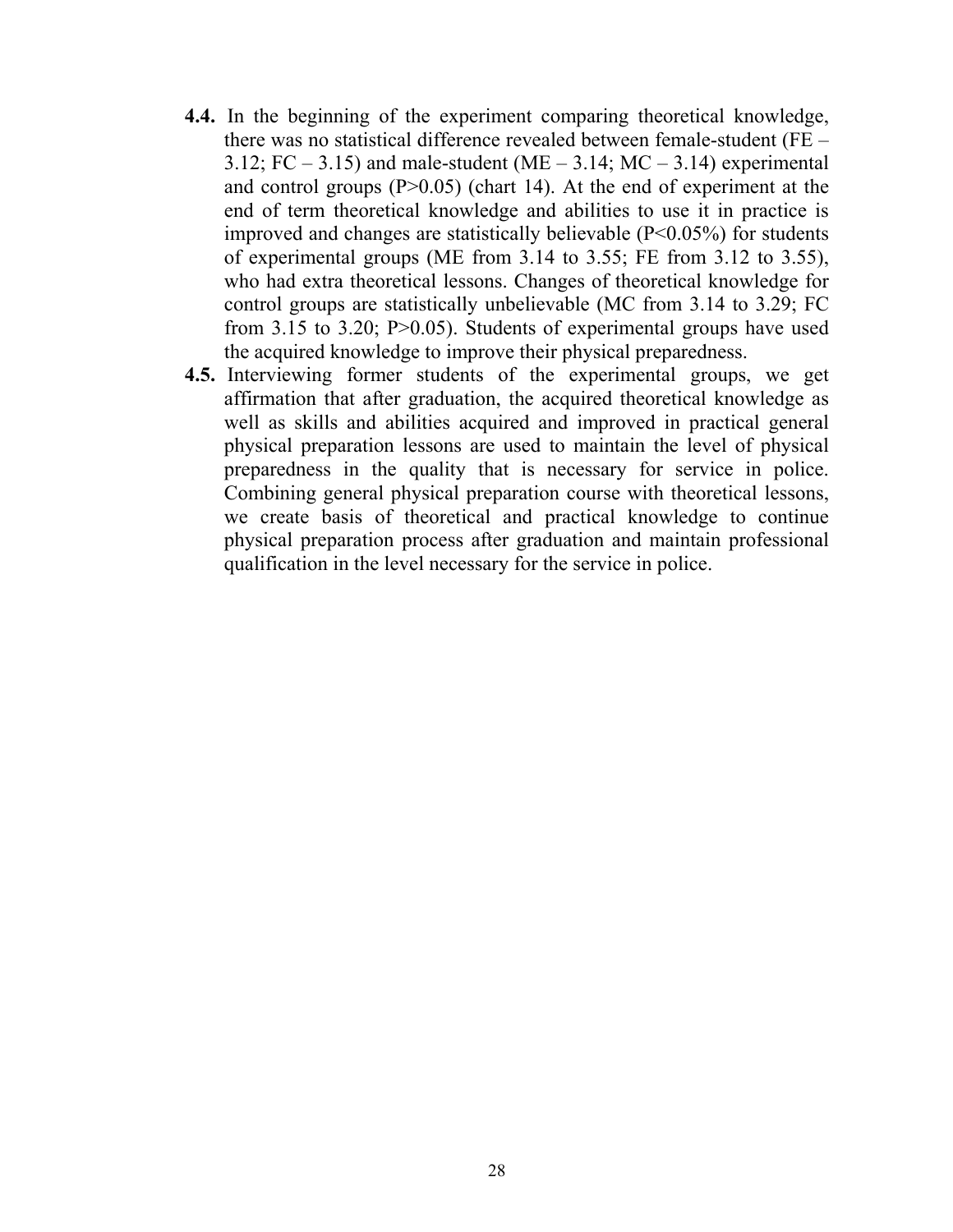**4.4.** In the beginning of the experiment comparing theoretical knowledge, there was no statistical difference revealed between female-student (FE – 3.12; FC – 3.15) and male-student (ME – 3.14; MC – 3.14) experimental and control groups ($P>0.05$) (chart 14). At the end of experiment at the end of term theoretical knowledge and abilities to use it in practice is improved and changes are statistically believable ($P<0.05\%$) for students of experimental groups (ME from 3.14 to 3.55; FE from 3.12 to 3.55), who had extra theoretical lessons. Changes of theoretical knowledge for control groups are statistically unbelievable (MC from 3.14 to 3.29; FC from 3.15 to 3.20; $P>0.05$). Students of experimental groups have used the acquired knowledge to improve their physical preparedness.

**4.5.** Interviewing former students of the experimental groups, we get affirmation that after graduation, the acquired theoretical knowledge as well as skills and abilities acquired and improved in practical general physical preparation lessons are used to maintain the level of physical preparedness in the quality that is necessary for service in police. Combining general physical preparation course with theoretical lessons, we create basis of theoretical and practical knowledge to continue physical preparation process after graduation and maintain professional qualification in the level necessary for the service in police.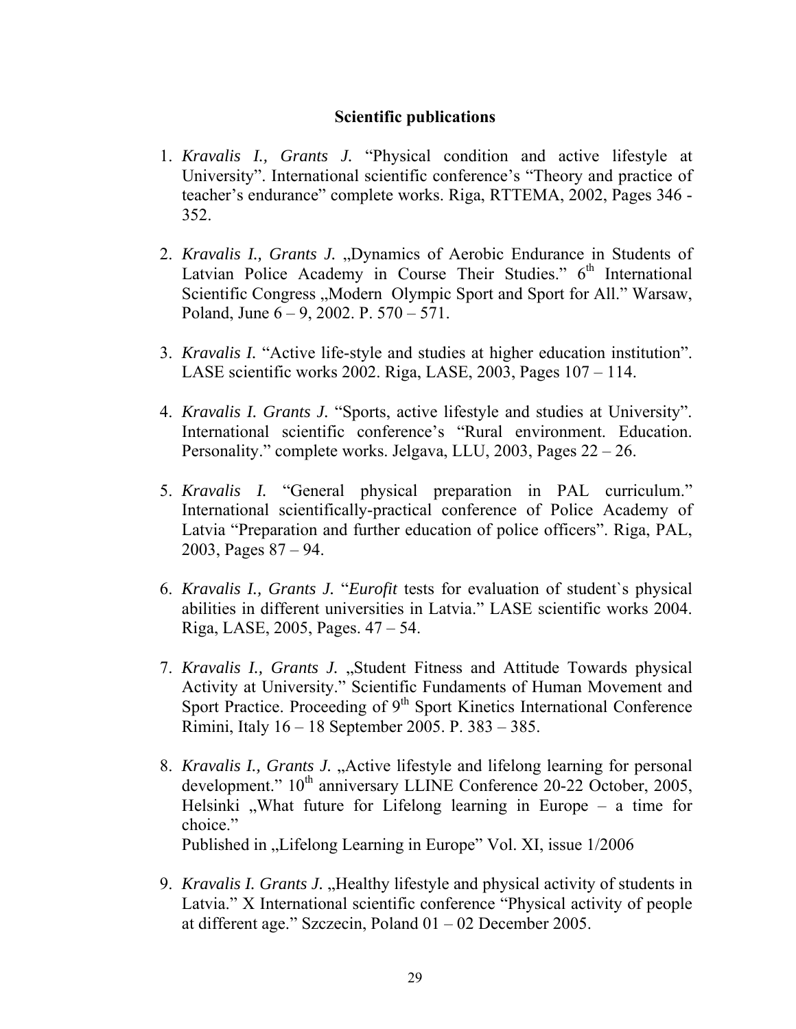## Scientific publications

1. *Kravalis I., Grants J.* "Physical condition and active lifestyle at University". International scientific conference's "Theory and practice of teacher's endurance" complete works. Riga, RTTEMA, 2002, Pages 346 - 352.

2. *Kravalis I., Grants J.* „Dynamics of Aerobic Endurance in Students of Latvian Police Academy in Course Their Studies." 6th International Scientific Congress „Modern Olympic Sport and Sport for All." Warsaw, Poland, June 6 – 9, 2002. P. 570 – 571.

3. *Kravalis I.* "Active life-style and studies at higher education institution". LASE scientific works 2002. Riga, LASE, 2003, Pages 107 – 114.

4. *Kravalis I. Grants J.* "Sports, active lifestyle and studies at University". International scientific conference's "Rural environment. Education. Personality." complete works. Jelgava, LLU, 2003, Pages 22 – 26.

5. *Kravalis I.* "General physical preparation in PAL curriculum." International scientifically-practical conference of Police Academy of Latvia "Preparation and further education of police officers". Riga, PAL, 2003, Pages 87 – 94.

6. *Kravalis I., Grants J.* "*Eurofit* tests for evaluation of student`s physical abilities in different universities in Latvia." LASE scientific works 2004. Riga, LASE, 2005, Pages. 47 – 54.

7. *Kravalis I., Grants J.* „Student Fitness and Attitude Towards physical Activity at University." Scientific Fundaments of Human Movement and Sport Practice. Proceeding of 9th Sport Kinetics International Conference Rimini, Italy 16 – 18 September 2005. P. 383 – 385.

8. *Kravalis I., Grants J.* „Active lifestyle and lifelong learning for personal development." 10th anniversary LLINE Conference 20-22 October, 2005, Helsinki „What future for Lifelong learning in Europe – a time for choice."
   Published in „Lifelong Learning in Europe" Vol. XI, issue 1/2006

9. *Kravalis I. Grants J.* „Healthy lifestyle and physical activity of students in Latvia." X International scientific conference "Physical activity of people at different age." Szczecin, Poland 01 – 02 December 2005.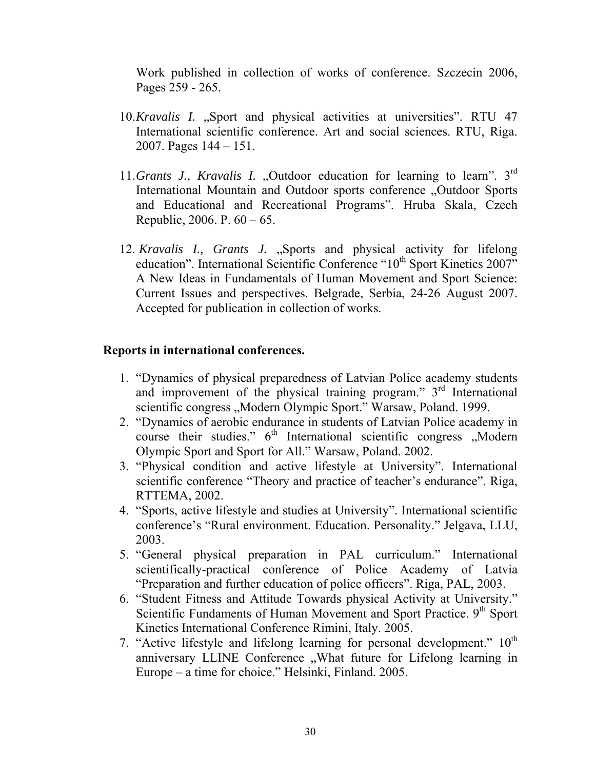Work published in collection of works of conference. Szczecin 2006, Pages 259 - 265.

10. *Kravalis I.* „Sport and physical activities at universities". RTU 47 International scientific conference. Art and social sciences. RTU, Riga. 2007. Pages 144 – 151.

11. *Grants J., Kravalis I.* „Outdoor education for learning to learn". 3rd International Mountain and Outdoor sports conference „Outdoor Sports and Educational and Recreational Programs". Hruba Skala, Czech Republic, 2006. P. 60 – 65.

12. *Kravalis I., Grants J.* „Sports and physical activity for lifelong education". International Scientific Conference "10th Sport Kinetics 2007" A New Ideas in Fundamentals of Human Movement and Sport Science: Current Issues and perspectives. Belgrade, Serbia, 24-26 August 2007. Accepted for publication in collection of works.

**Reports in international conferences.**

1. "Dynamics of physical preparedness of Latvian Police academy students and improvement of the physical training program." 3rd International scientific congress „Modern Olympic Sport." Warsaw, Poland. 1999.
2. "Dynamics of aerobic endurance in students of Latvian Police academy in course their studies." 6th International scientific congress „Modern Olympic Sport and Sport for All." Warsaw, Poland. 2002.
3. "Physical condition and active lifestyle at University". International scientific conference "Theory and practice of teacher's endurance". Riga, RTTEMA, 2002.
4. "Sports, active lifestyle and studies at University". International scientific conference's "Rural environment. Education. Personality." Jelgava, LLU, 2003.
5. "General physical preparation in PAL curriculum." International scientifically-practical conference of Police Academy of Latvia "Preparation and further education of police officers". Riga, PAL, 2003.
6. "Student Fitness and Attitude Towards physical Activity at University." Scientific Fundaments of Human Movement and Sport Practice. 9th Sport Kinetics International Conference Rimini, Italy. 2005.
7. "Active lifestyle and lifelong learning for personal development." 10th anniversary LLINE Conference „What future for Lifelong learning in Europe – a time for choice." Helsinki, Finland. 2005.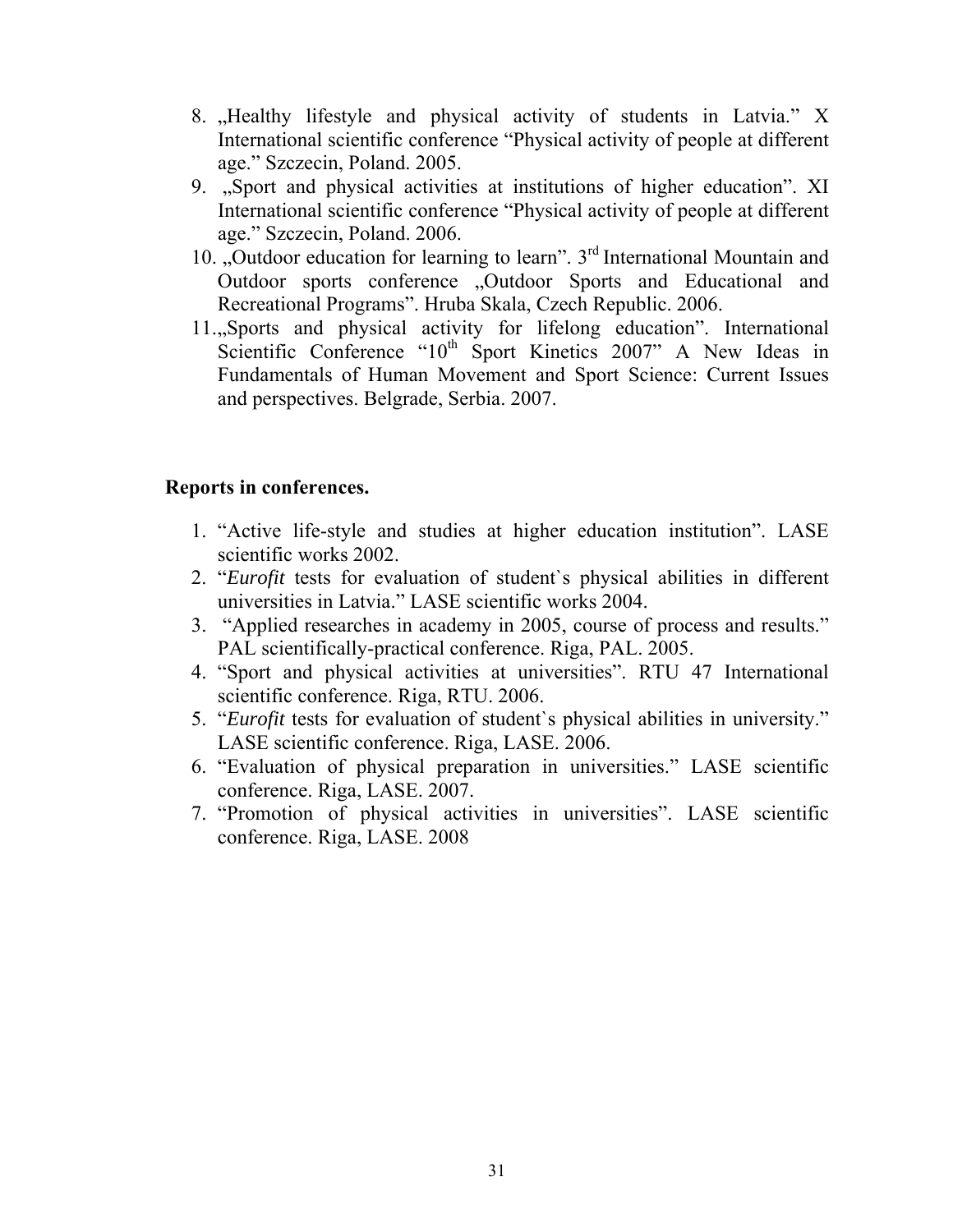8. „Healthy lifestyle and physical activity of students in Latvia." X International scientific conference "Physical activity of people at different age." Szczecin, Poland. 2005.
9. „Sport and physical activities at institutions of higher education". XI International scientific conference "Physical activity of people at different age." Szczecin, Poland. 2006.
10. „Outdoor education for learning to learn". 3rd International Mountain and Outdoor sports conference „Outdoor Sports and Educational and Recreational Programs". Hruba Skala, Czech Republic. 2006.
11. „Sports and physical activity for lifelong education". International Scientific Conference "10th Sport Kinetics 2007" A New Ideas in Fundamentals of Human Movement and Sport Science: Current Issues and perspectives. Belgrade, Serbia. 2007.

**Reports in conferences.**

1. "Active life-style and studies at higher education institution". LASE scientific works 2002.
2. "*Eurofit* tests for evaluation of student`s physical abilities in different universities in Latvia." LASE scientific works 2004.
3. "Applied researches in academy in 2005, course of process and results." PAL scientifically-practical conference. Riga, PAL. 2005.
4. "Sport and physical activities at universities". RTU 47 International scientific conference. Riga, RTU. 2006.
5. "*Eurofit* tests for evaluation of student`s physical abilities in university." LASE scientific conference. Riga, LASE. 2006.
6. "Evaluation of physical preparation in universities." LASE scientific conference. Riga, LASE. 2007.
7. "Promotion of physical activities in universities". LASE scientific conference. Riga, LASE. 2008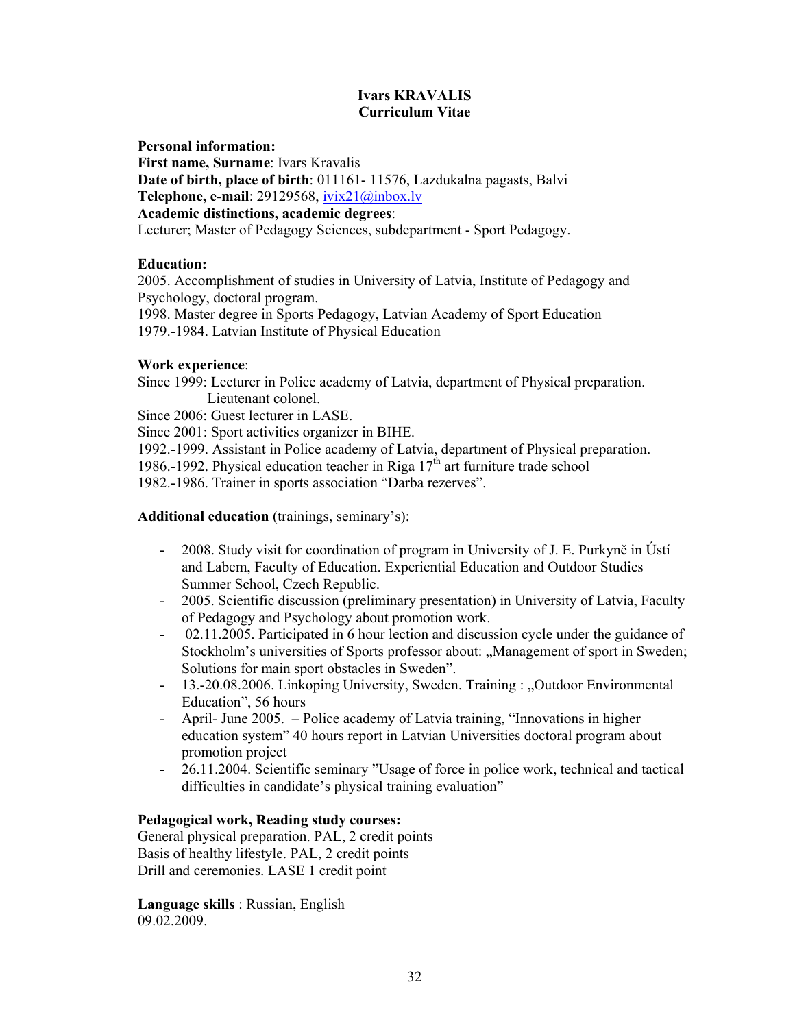**Ivars KRAVALIS**
**Curriculum Vitae**

**Personal information:**
**First name, Surname**: Ivars Kravalis
**Date of birth, place of birth**: 011161- 11576, Lazdukalna pagasts, Balvi
**Telephone, e-mail**: 29129568, ivix21@inbox.lv
**Academic distinctions, academic degrees**:
Lecturer; Master of Pedagogy Sciences, subdepartment - Sport Pedagogy.

**Education:**
2005. Accomplishment of studies in University of Latvia, Institute of Pedagogy and Psychology, doctoral program.
1998. Master degree in Sports Pedagogy, Latvian Academy of Sport Education
1979.-1984. Latvian Institute of Physical Education

**Work experience**:
Since 1999: Lecturer in Police academy of Latvia, department of Physical preparation. Lieutenant colonel.
Since 2006: Guest lecturer in LASE.
Since 2001: Sport activities organizer in BIHE.
1992.-1999. Assistant in Police academy of Latvia, department of Physical preparation.
1986.-1992. Physical education teacher in Riga 17th art furniture trade school
1982.-1986. Trainer in sports association "Darba rezerves".

**Additional education** (trainings, seminary's):

- 2008. Study visit for coordination of program in University of J. E. Purkyně in Ústí and Labem, Faculty of Education. Experiential Education and Outdoor Studies Summer School, Czech Republic.
- 2005. Scientific discussion (preliminary presentation) in University of Latvia, Faculty of Pedagogy and Psychology about promotion work.
- 02.11.2005. Participated in 6 hour lection and discussion cycle under the guidance of Stockholm's universities of Sports professor about: „Management of sport in Sweden; Solutions for main sport obstacles in Sweden".
- 13.-20.08.2006. Linkoping University, Sweden. Training : „Outdoor Environmental Education", 56 hours
- April- June 2005. – Police academy of Latvia training, "Innovations in higher education system" 40 hours report in Latvian Universities doctoral program about promotion project
- 26.11.2004. Scientific seminary "Usage of force in police work, technical and tactical difficulties in candidate's physical training evaluation"

**Pedagogical work, Reading study courses:**
General physical preparation. PAL, 2 credit points
Basis of healthy lifestyle. PAL, 2 credit points
Drill and ceremonies. LASE 1 credit point

**Language skills** : Russian, English
09.02.2009.